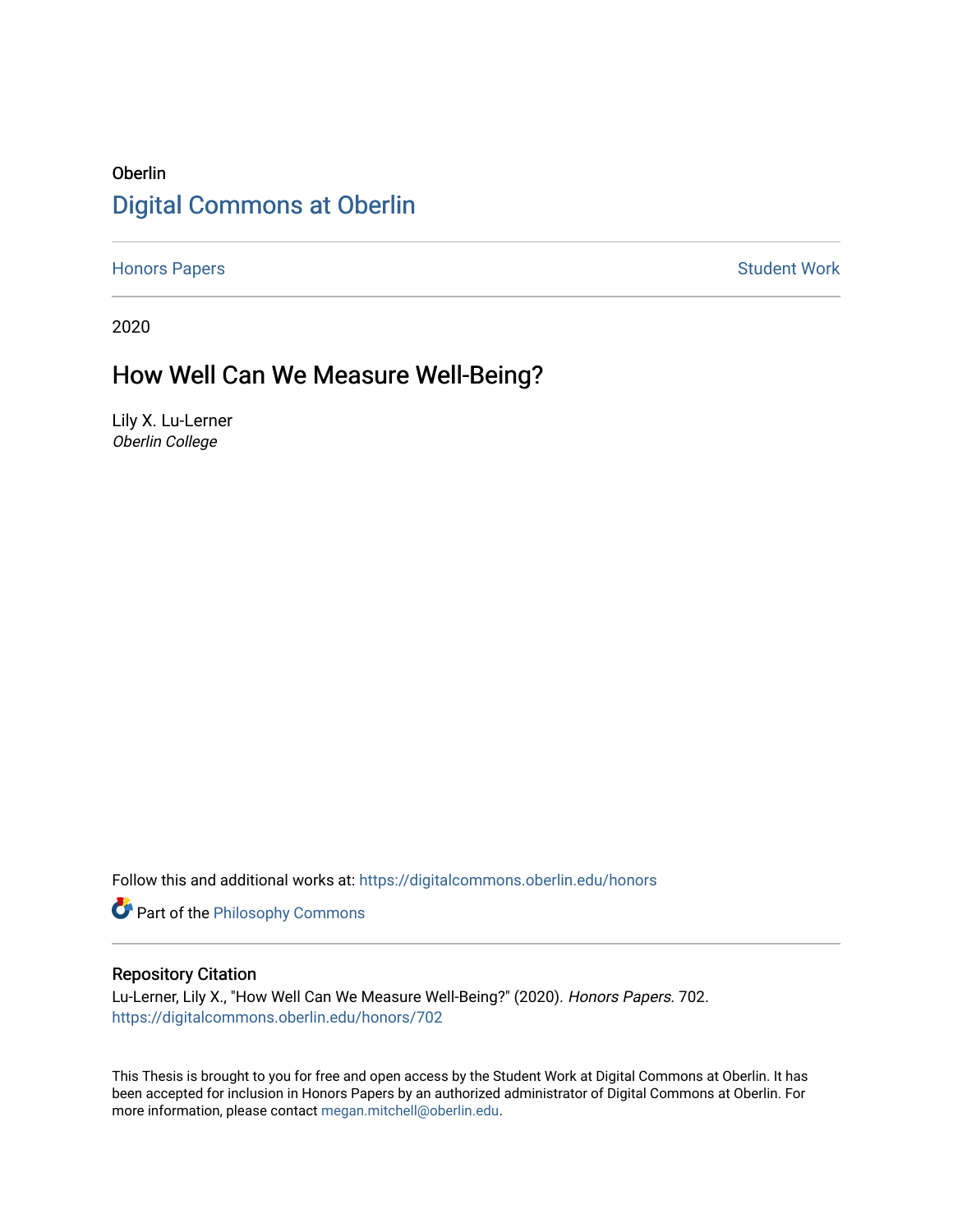Oberlin

## Digital Commons at Oberlin

Honors Papers | Student Work

2020

# How Well Can We Measure Well-Being?

Lily X. Lu-Lerner
*Oberlin College*

Follow this and additional works at: https://digitalcommons.oberlin.edu/honors

Part of the Philosophy Commons

### Repository Citation

Lu-Lerner, Lily X., "How Well Can We Measure Well-Being?" (2020). *Honors Papers*. 702.
https://digitalcommons.oberlin.edu/honors/702

This Thesis is brought to you for free and open access by the Student Work at Digital Commons at Oberlin. It has been accepted for inclusion in Honors Papers by an authorized administrator of Digital Commons at Oberlin. For more information, please contact megan.mitchell@oberlin.edu.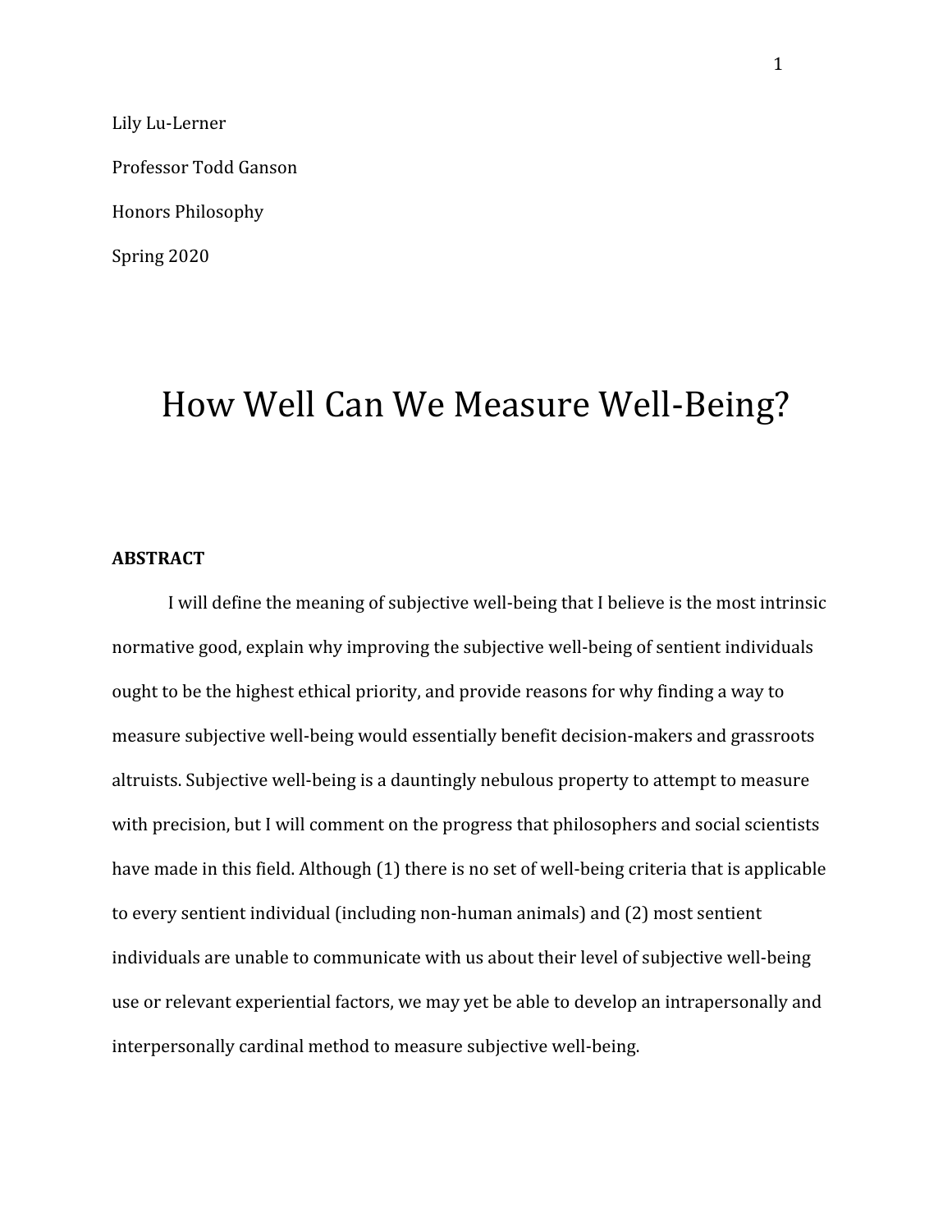Lily Lu-Lerner

Professor Todd Ganson

Honors Philosophy

Spring 2020

# How Well Can We Measure Well-Being?

**ABSTRACT**

I will define the meaning of subjective well-being that I believe is the most intrinsic normative good, explain why improving the subjective well-being of sentient individuals ought to be the highest ethical priority, and provide reasons for why finding a way to measure subjective well-being would essentially benefit decision-makers and grassroots altruists. Subjective well-being is a dauntingly nebulous property to attempt to measure with precision, but I will comment on the progress that philosophers and social scientists have made in this field. Although (1) there is no set of well-being criteria that is applicable to every sentient individual (including non-human animals) and (2) most sentient individuals are unable to communicate with us about their level of subjective well-being use or relevant experiential factors, we may yet be able to develop an intrapersonally and interpersonally cardinal method to measure subjective well-being.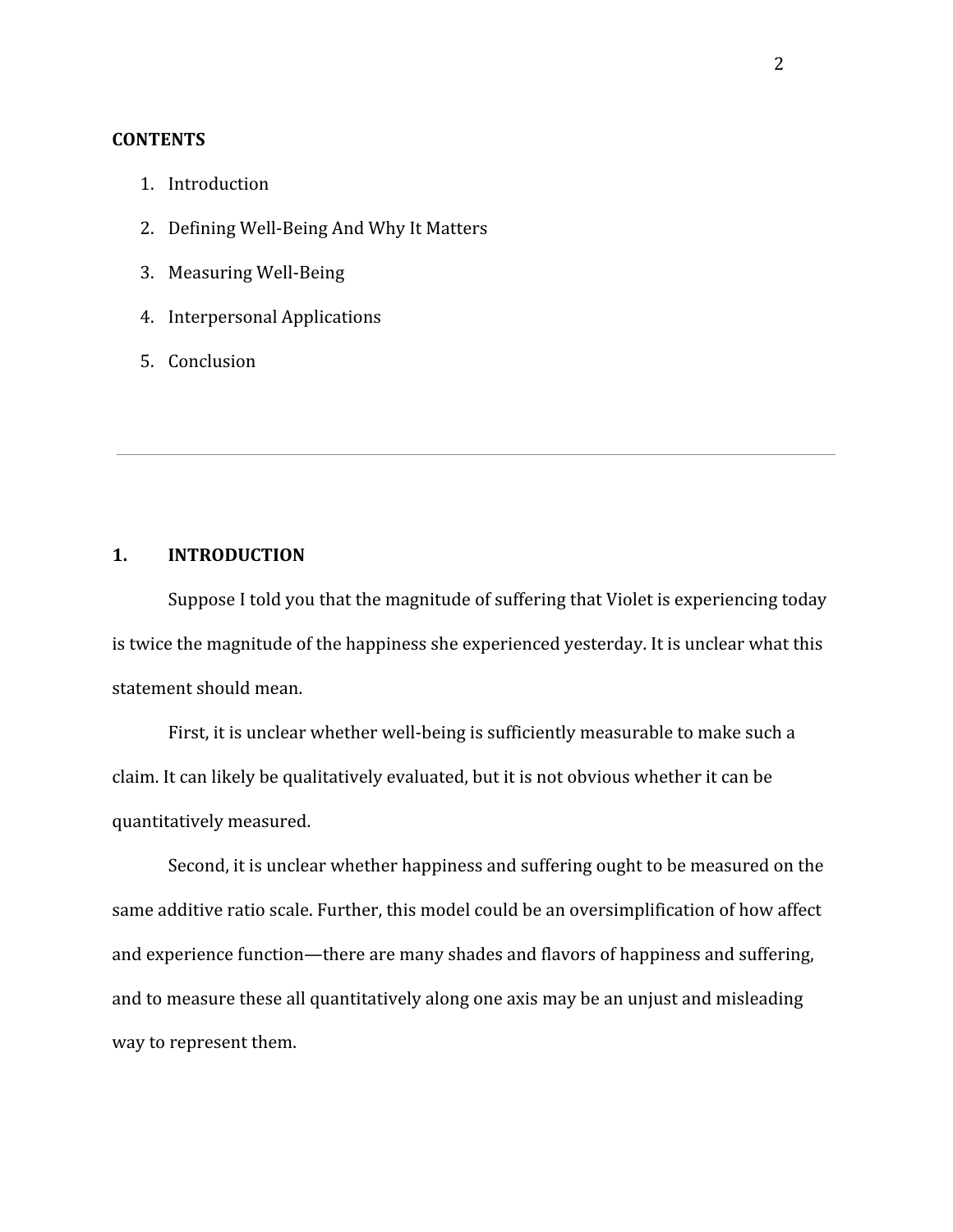**CONTENTS**

1. Introduction
2. Defining Well-Being And Why It Matters
3. Measuring Well-Being
4. Interpersonal Applications
5. Conclusion

---

## 1. INTRODUCTION

Suppose I told you that the magnitude of suffering that Violet is experiencing today is twice the magnitude of the happiness she experienced yesterday. It is unclear what this statement should mean.

First, it is unclear whether well-being is sufficiently measurable to make such a claim. It can likely be qualitatively evaluated, but it is not obvious whether it can be quantitatively measured.

Second, it is unclear whether happiness and suffering ought to be measured on the same additive ratio scale. Further, this model could be an oversimplification of how affect and experience function—there are many shades and flavors of happiness and suffering, and to measure these all quantitatively along one axis may be an unjust and misleading way to represent them.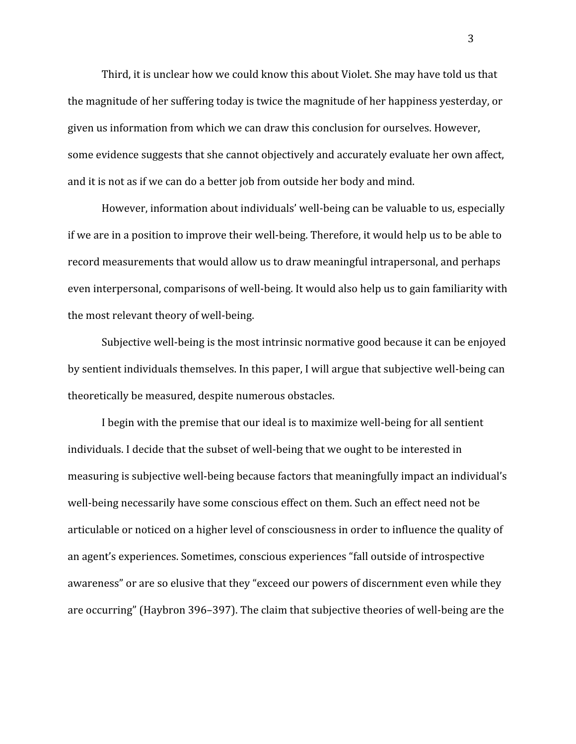Third, it is unclear how we could know this about Violet. She may have told us that the magnitude of her suffering today is twice the magnitude of her happiness yesterday, or given us information from which we can draw this conclusion for ourselves. However, some evidence suggests that she cannot objectively and accurately evaluate her own affect, and it is not as if we can do a better job from outside her body and mind.

However, information about individuals' well-being can be valuable to us, especially if we are in a position to improve their well-being. Therefore, it would help us to be able to record measurements that would allow us to draw meaningful intrapersonal, and perhaps even interpersonal, comparisons of well-being. It would also help us to gain familiarity with the most relevant theory of well-being.

Subjective well-being is the most intrinsic normative good because it can be enjoyed by sentient individuals themselves. In this paper, I will argue that subjective well-being can theoretically be measured, despite numerous obstacles.

I begin with the premise that our ideal is to maximize well-being for all sentient individuals. I decide that the subset of well-being that we ought to be interested in measuring is subjective well-being because factors that meaningfully impact an individual's well-being necessarily have some conscious effect on them. Such an effect need not be articulable or noticed on a higher level of consciousness in order to influence the quality of an agent's experiences. Sometimes, conscious experiences "fall outside of introspective awareness" or are so elusive that they "exceed our powers of discernment even while they are occurring" (Haybron 396–397). The claim that subjective theories of well-being are the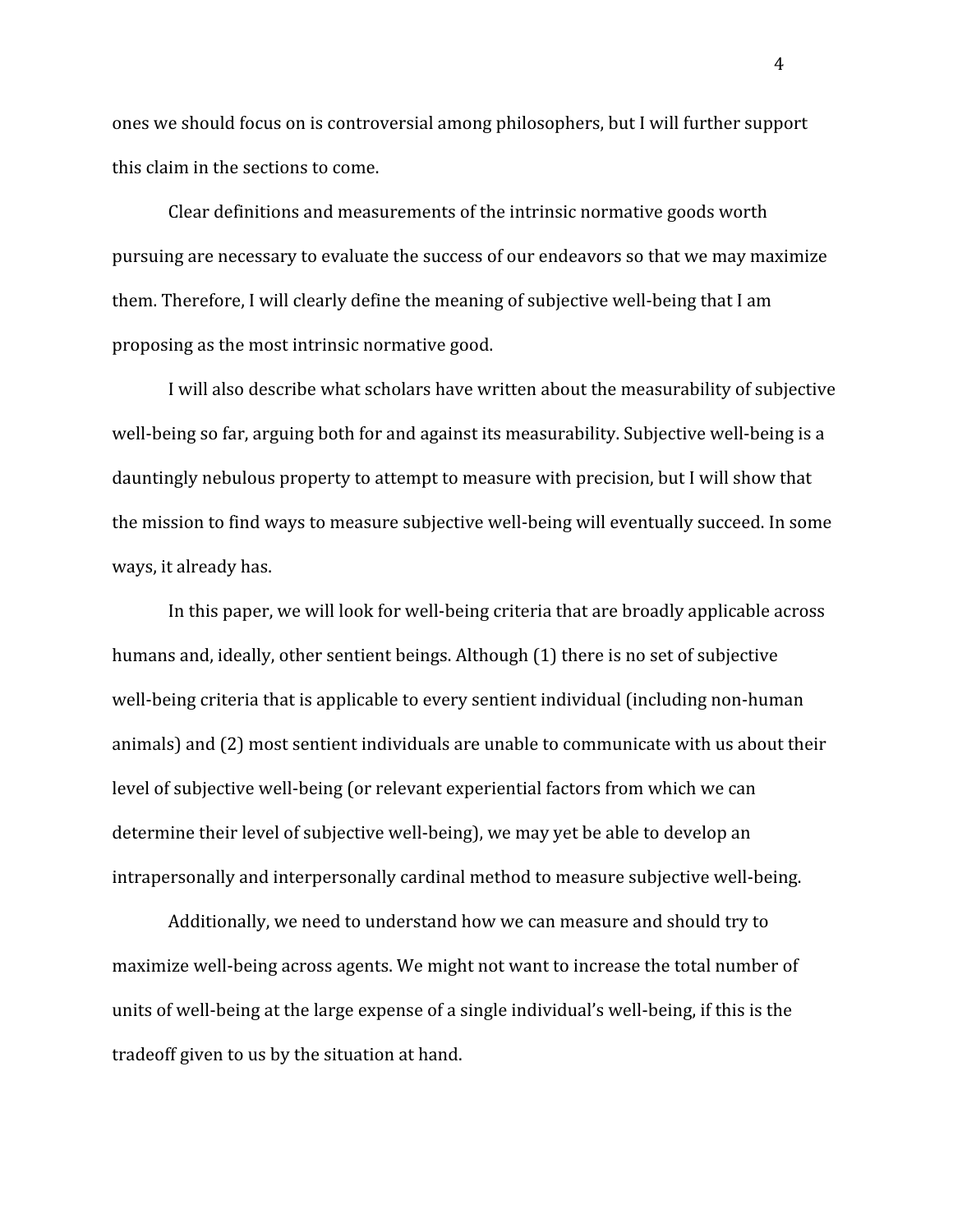ones we should focus on is controversial among philosophers, but I will further support this claim in the sections to come.

Clear definitions and measurements of the intrinsic normative goods worth pursuing are necessary to evaluate the success of our endeavors so that we may maximize them. Therefore, I will clearly define the meaning of subjective well-being that I am proposing as the most intrinsic normative good.

I will also describe what scholars have written about the measurability of subjective well-being so far, arguing both for and against its measurability. Subjective well-being is a dauntingly nebulous property to attempt to measure with precision, but I will show that the mission to find ways to measure subjective well-being will eventually succeed. In some ways, it already has.

In this paper, we will look for well-being criteria that are broadly applicable across humans and, ideally, other sentient beings. Although (1) there is no set of subjective well-being criteria that is applicable to every sentient individual (including non-human animals) and (2) most sentient individuals are unable to communicate with us about their level of subjective well-being (or relevant experiential factors from which we can determine their level of subjective well-being), we may yet be able to develop an intrapersonally and interpersonally cardinal method to measure subjective well-being.

Additionally, we need to understand how we can measure and should try to maximize well-being across agents. We might not want to increase the total number of units of well-being at the large expense of a single individual's well-being, if this is the tradeoff given to us by the situation at hand.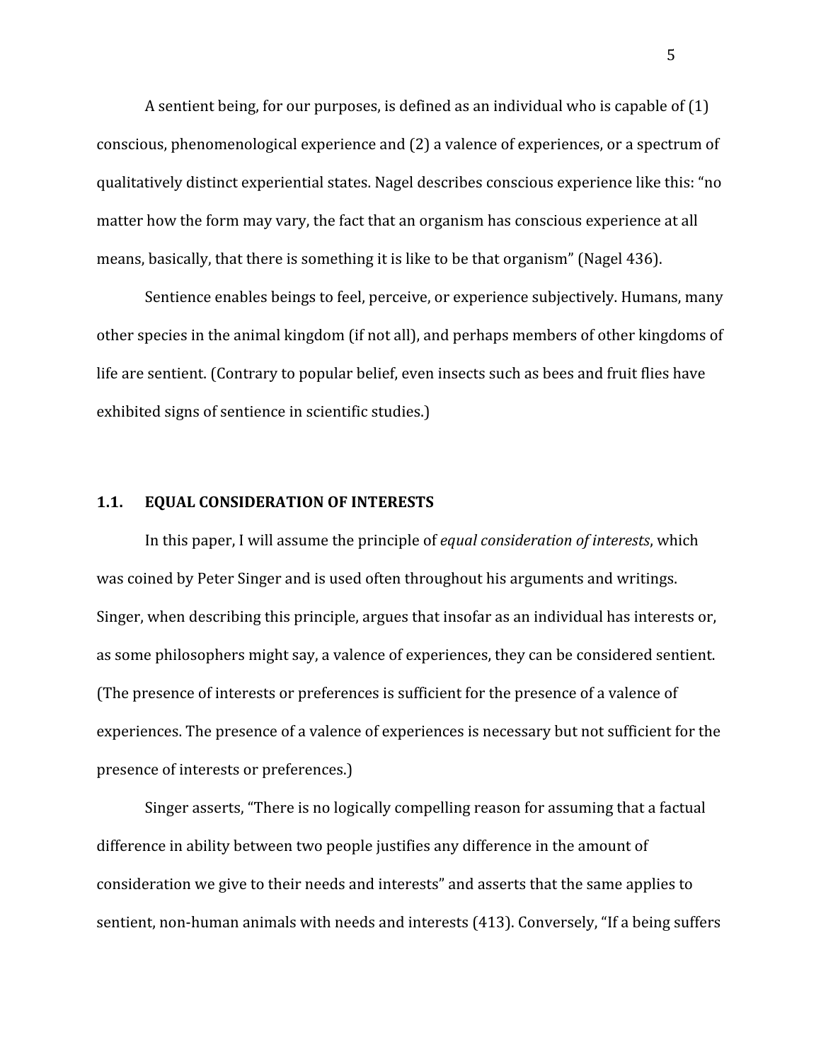A sentient being, for our purposes, is defined as an individual who is capable of (1) conscious, phenomenological experience and (2) a valence of experiences, or a spectrum of qualitatively distinct experiential states. Nagel describes conscious experience like this: "no matter how the form may vary, the fact that an organism has conscious experience at all means, basically, that there is something it is like to be that organism" (Nagel 436).

Sentience enables beings to feel, perceive, or experience subjectively. Humans, many other species in the animal kingdom (if not all), and perhaps members of other kingdoms of life are sentient. (Contrary to popular belief, even insects such as bees and fruit flies have exhibited signs of sentience in scientific studies.)

## 1.1. EQUAL CONSIDERATION OF INTERESTS

In this paper, I will assume the principle of *equal consideration of interests*, which was coined by Peter Singer and is used often throughout his arguments and writings. Singer, when describing this principle, argues that insofar as an individual has interests or, as some philosophers might say, a valence of experiences, they can be considered sentient. (The presence of interests or preferences is sufficient for the presence of a valence of experiences. The presence of a valence of experiences is necessary but not sufficient for the presence of interests or preferences.)

Singer asserts, "There is no logically compelling reason for assuming that a factual difference in ability between two people justifies any difference in the amount of consideration we give to their needs and interests" and asserts that the same applies to sentient, non-human animals with needs and interests (413). Conversely, "If a being suffers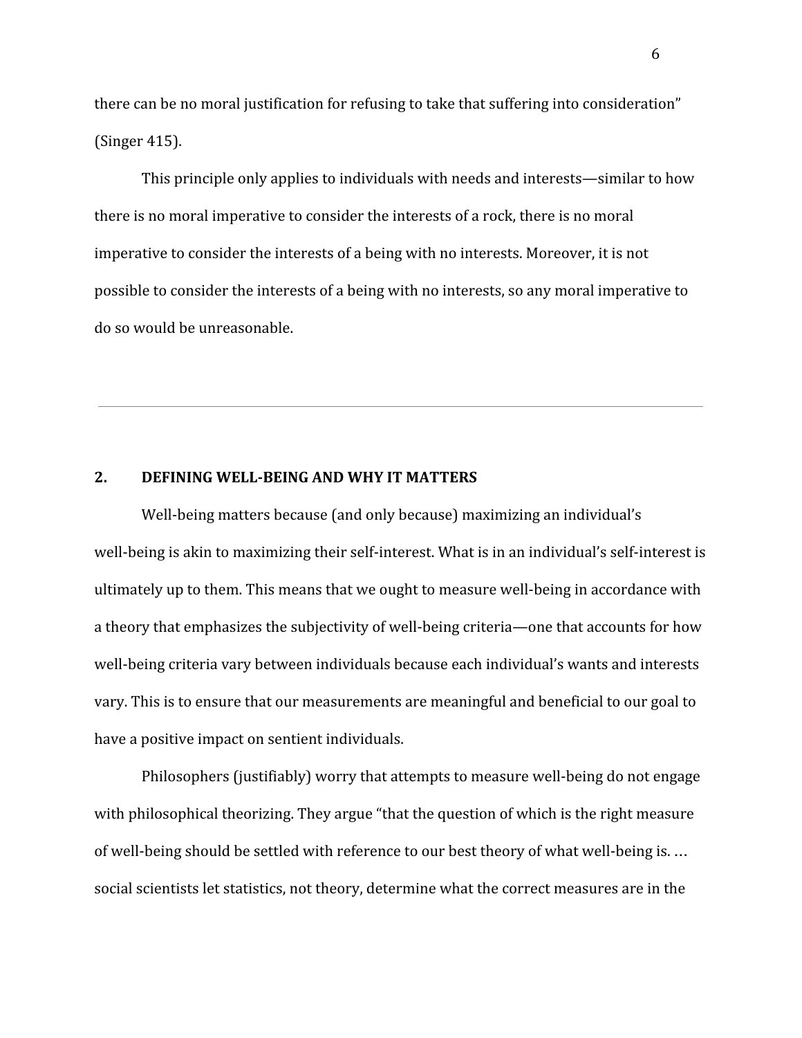there can be no moral justification for refusing to take that suffering into consideration" (Singer 415).

This principle only applies to individuals with needs and interests—similar to how there is no moral imperative to consider the interests of a rock, there is no moral imperative to consider the interests of a being with no interests. Moreover, it is not possible to consider the interests of a being with no interests, so any moral imperative to do so would be unreasonable.

---

## 2. DEFINING WELL-BEING AND WHY IT MATTERS

Well-being matters because (and only because) maximizing an individual's well-being is akin to maximizing their self-interest. What is in an individual's self-interest is ultimately up to them. This means that we ought to measure well-being in accordance with a theory that emphasizes the subjectivity of well-being criteria—one that accounts for how well-being criteria vary between individuals because each individual's wants and interests vary. This is to ensure that our measurements are meaningful and beneficial to our goal to have a positive impact on sentient individuals.

Philosophers (justifiably) worry that attempts to measure well-being do not engage with philosophical theorizing. They argue "that the question of which is the right measure of well-being should be settled with reference to our best theory of what well-being is. … social scientists let statistics, not theory, determine what the correct measures are in the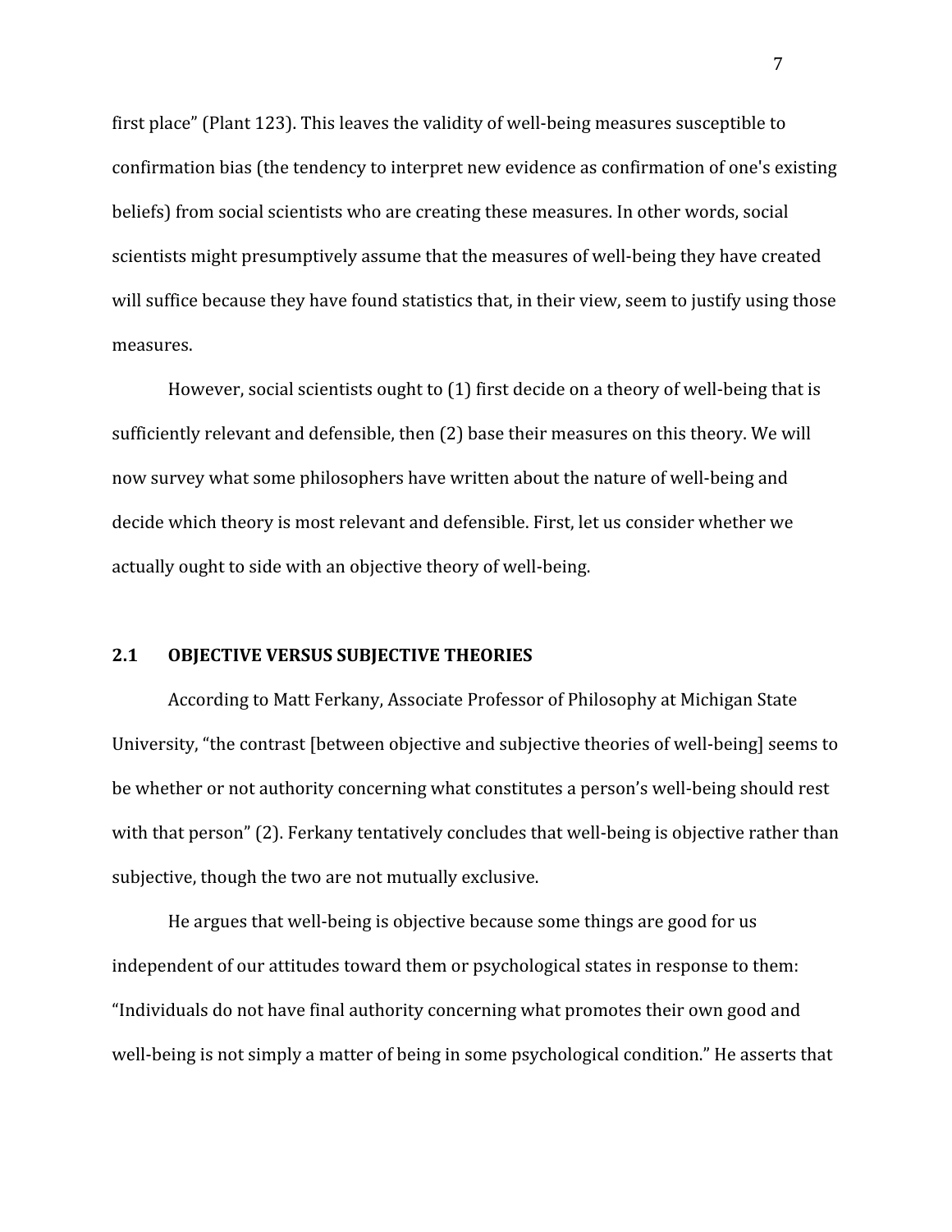first place" (Plant 123). This leaves the validity of well-being measures susceptible to confirmation bias (the tendency to interpret new evidence as confirmation of one's existing beliefs) from social scientists who are creating these measures. In other words, social scientists might presumptively assume that the measures of well-being they have created will suffice because they have found statistics that, in their view, seem to justify using those measures.

However, social scientists ought to (1) first decide on a theory of well-being that is sufficiently relevant and defensible, then (2) base their measures on this theory. We will now survey what some philosophers have written about the nature of well-being and decide which theory is most relevant and defensible. First, let us consider whether we actually ought to side with an objective theory of well-being.

## 2.1 OBJECTIVE VERSUS SUBJECTIVE THEORIES

According to Matt Ferkany, Associate Professor of Philosophy at Michigan State University, "the contrast [between objective and subjective theories of well-being] seems to be whether or not authority concerning what constitutes a person's well-being should rest with that person" (2). Ferkany tentatively concludes that well-being is objective rather than subjective, though the two are not mutually exclusive.

He argues that well-being is objective because some things are good for us independent of our attitudes toward them or psychological states in response to them: "Individuals do not have final authority concerning what promotes their own good and well-being is not simply a matter of being in some psychological condition." He asserts that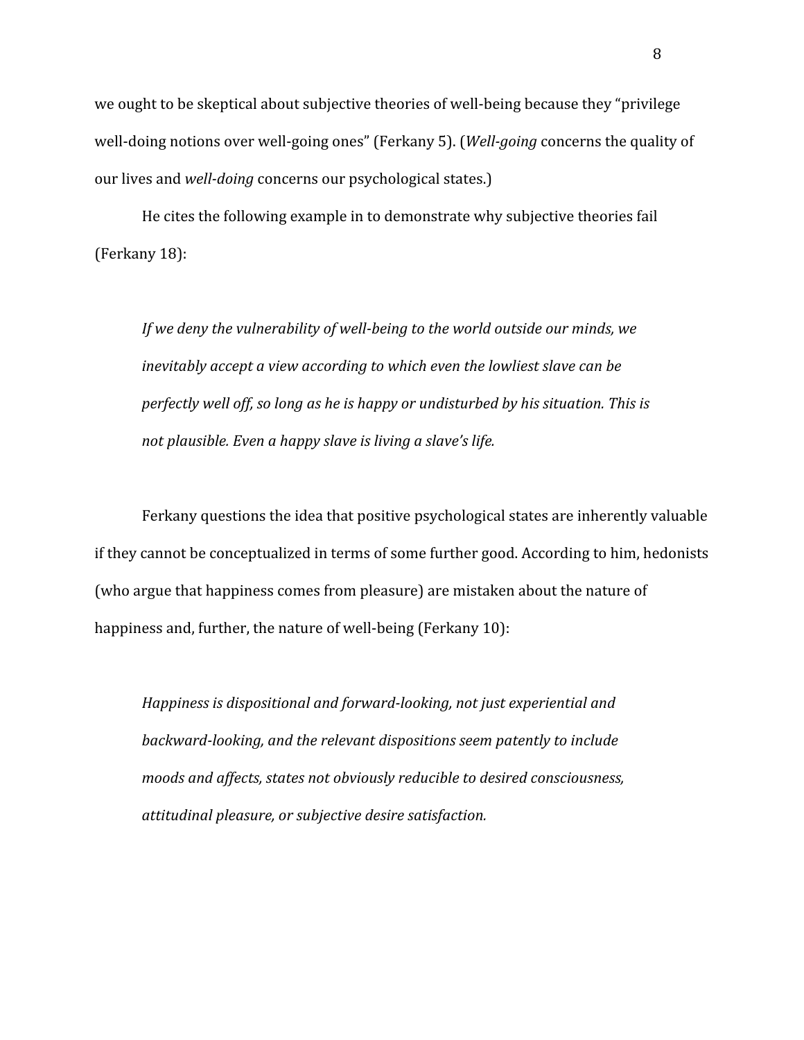we ought to be skeptical about subjective theories of well-being because they "privilege well-doing notions over well-going ones" (Ferkany 5). (*Well-going* concerns the quality of our lives and *well-doing* concerns our psychological states.)

He cites the following example in to demonstrate why subjective theories fail (Ferkany 18):

> *If we deny the vulnerability of well-being to the world outside our minds, we inevitably accept a view according to which even the lowliest slave can be perfectly well off, so long as he is happy or undisturbed by his situation. This is not plausible. Even a happy slave is living a slave's life.*

Ferkany questions the idea that positive psychological states are inherently valuable if they cannot be conceptualized in terms of some further good. According to him, hedonists (who argue that happiness comes from pleasure) are mistaken about the nature of happiness and, further, the nature of well-being (Ferkany 10):

> *Happiness is dispositional and forward-looking, not just experiential and backward-looking, and the relevant dispositions seem patently to include moods and affects, states not obviously reducible to desired consciousness, attitudinal pleasure, or subjective desire satisfaction.*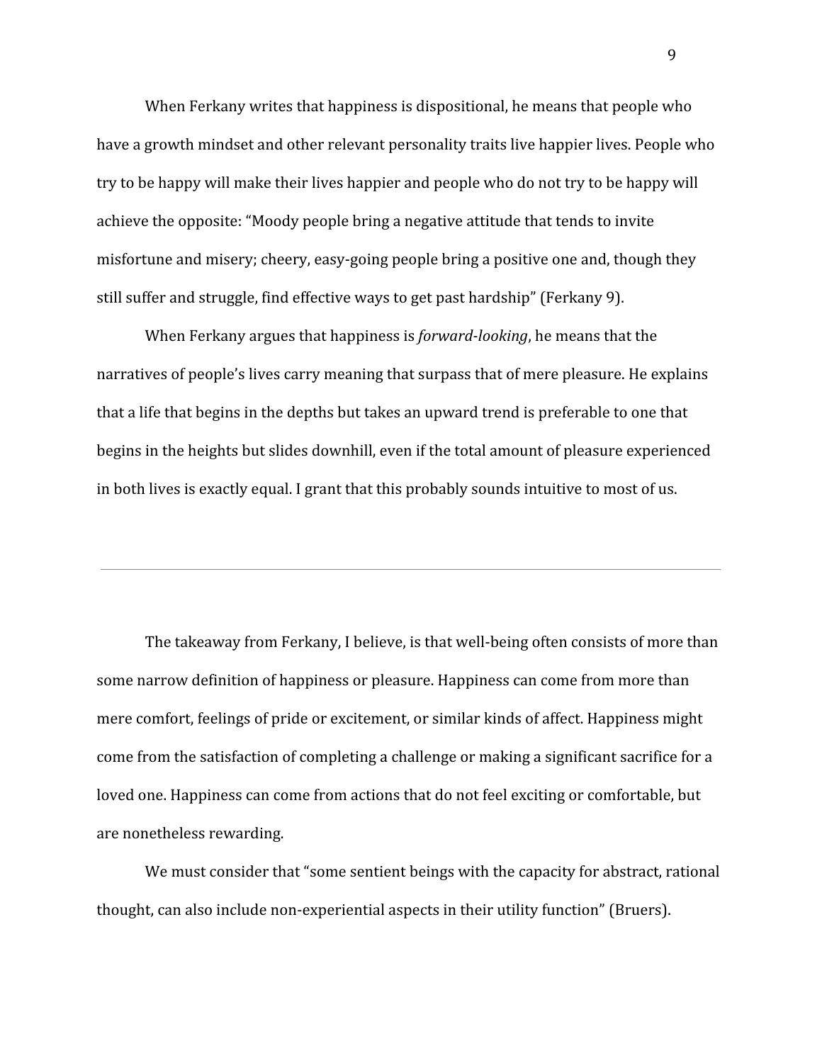When Ferkany writes that happiness is dispositional, he means that people who have a growth mindset and other relevant personality traits live happier lives. People who try to be happy will make their lives happier and people who do not try to be happy will achieve the opposite: "Moody people bring a negative attitude that tends to invite misfortune and misery; cheery, easy-going people bring a positive one and, though they still suffer and struggle, find effective ways to get past hardship" (Ferkany 9).

When Ferkany argues that happiness is *forward-looking*, he means that the narratives of people's lives carry meaning that surpass that of mere pleasure. He explains that a life that begins in the depths but takes an upward trend is preferable to one that begins in the heights but slides downhill, even if the total amount of pleasure experienced in both lives is exactly equal. I grant that this probably sounds intuitive to most of us.

---

The takeaway from Ferkany, I believe, is that well-being often consists of more than some narrow definition of happiness or pleasure. Happiness can come from more than mere comfort, feelings of pride or excitement, or similar kinds of affect. Happiness might come from the satisfaction of completing a challenge or making a significant sacrifice for a loved one. Happiness can come from actions that do not feel exciting or comfortable, but are nonetheless rewarding.

We must consider that "some sentient beings with the capacity for abstract, rational thought, can also include non-experiential aspects in their utility function" (Bruers).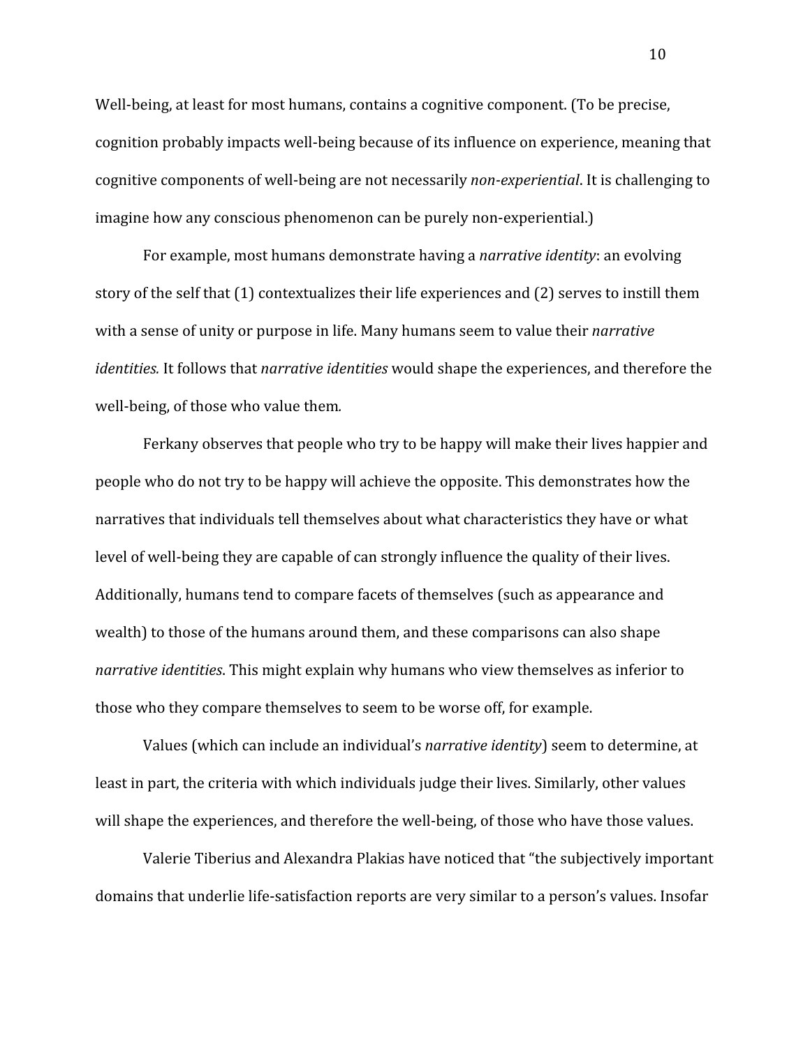Well-being, at least for most humans, contains a cognitive component. (To be precise, cognition probably impacts well-being because of its influence on experience, meaning that cognitive components of well-being are not necessarily *non-experiential*. It is challenging to imagine how any conscious phenomenon can be purely non-experiential.)

For example, most humans demonstrate having a *narrative identity*: an evolving story of the self that (1) contextualizes their life experiences and (2) serves to instill them with a sense of unity or purpose in life. Many humans seem to value their *narrative identities.* It follows that *narrative identities* would shape the experiences, and therefore the well-being, of those who value them*.*

Ferkany observes that people who try to be happy will make their lives happier and people who do not try to be happy will achieve the opposite. This demonstrates how the narratives that individuals tell themselves about what characteristics they have or what level of well-being they are capable of can strongly influence the quality of their lives. Additionally, humans tend to compare facets of themselves (such as appearance and wealth) to those of the humans around them, and these comparisons can also shape *narrative identities*. This might explain why humans who view themselves as inferior to those who they compare themselves to seem to be worse off, for example.

Values (which can include an individual's *narrative identity*) seem to determine, at least in part, the criteria with which individuals judge their lives. Similarly, other values will shape the experiences, and therefore the well-being, of those who have those values.

Valerie Tiberius and Alexandra Plakias have noticed that "the subjectively important domains that underlie life-satisfaction reports are very similar to a person's values. Insofar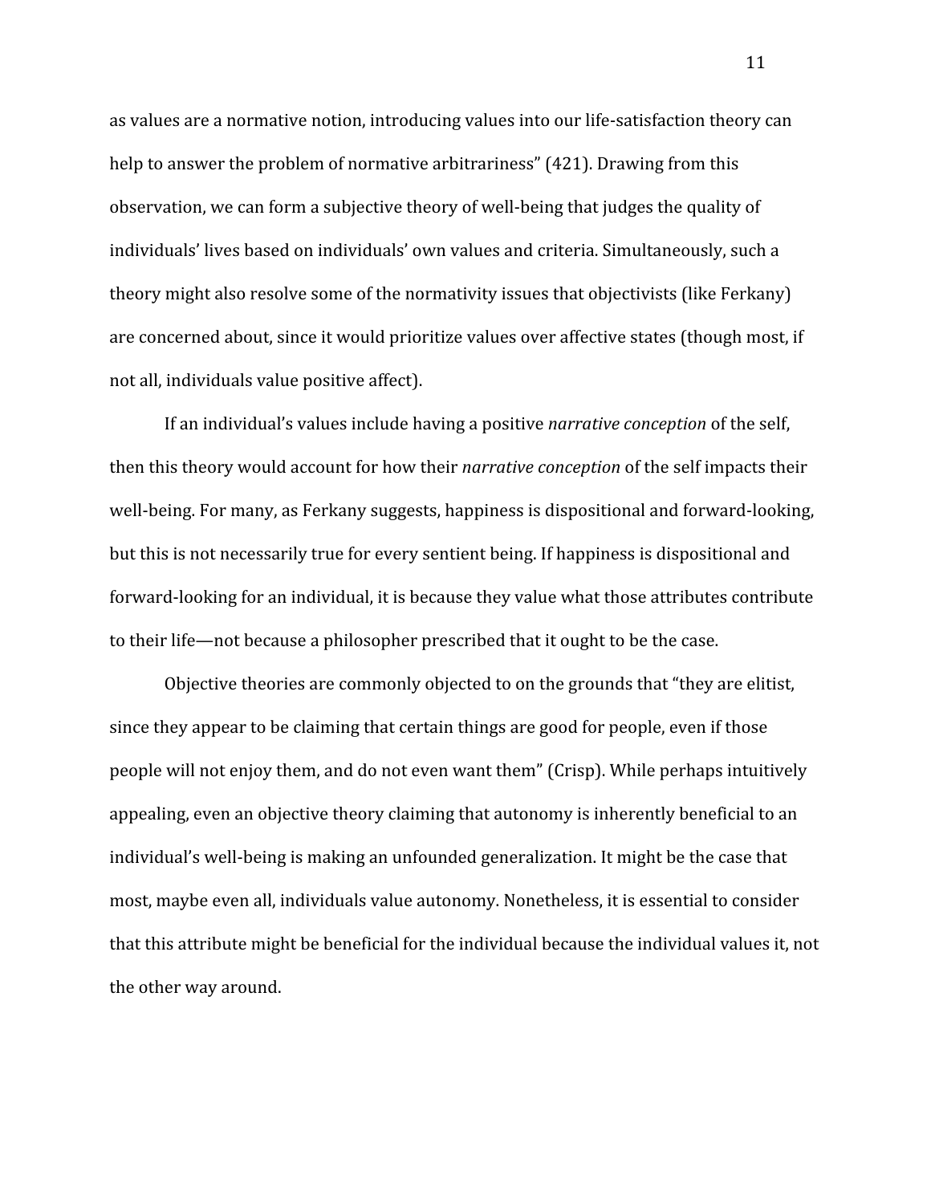as values are a normative notion, introducing values into our life-satisfaction theory can help to answer the problem of normative arbitrariness" (421). Drawing from this observation, we can form a subjective theory of well-being that judges the quality of individuals' lives based on individuals' own values and criteria. Simultaneously, such a theory might also resolve some of the normativity issues that objectivists (like Ferkany) are concerned about, since it would prioritize values over affective states (though most, if not all, individuals value positive affect).

If an individual's values include having a positive *narrative conception* of the self, then this theory would account for how their *narrative conception* of the self impacts their well-being. For many, as Ferkany suggests, happiness is dispositional and forward-looking, but this is not necessarily true for every sentient being. If happiness is dispositional and forward-looking for an individual, it is because they value what those attributes contribute to their life—not because a philosopher prescribed that it ought to be the case.

Objective theories are commonly objected to on the grounds that "they are elitist, since they appear to be claiming that certain things are good for people, even if those people will not enjoy them, and do not even want them" (Crisp). While perhaps intuitively appealing, even an objective theory claiming that autonomy is inherently beneficial to an individual's well-being is making an unfounded generalization. It might be the case that most, maybe even all, individuals value autonomy. Nonetheless, it is essential to consider that this attribute might be beneficial for the individual because the individual values it, not the other way around.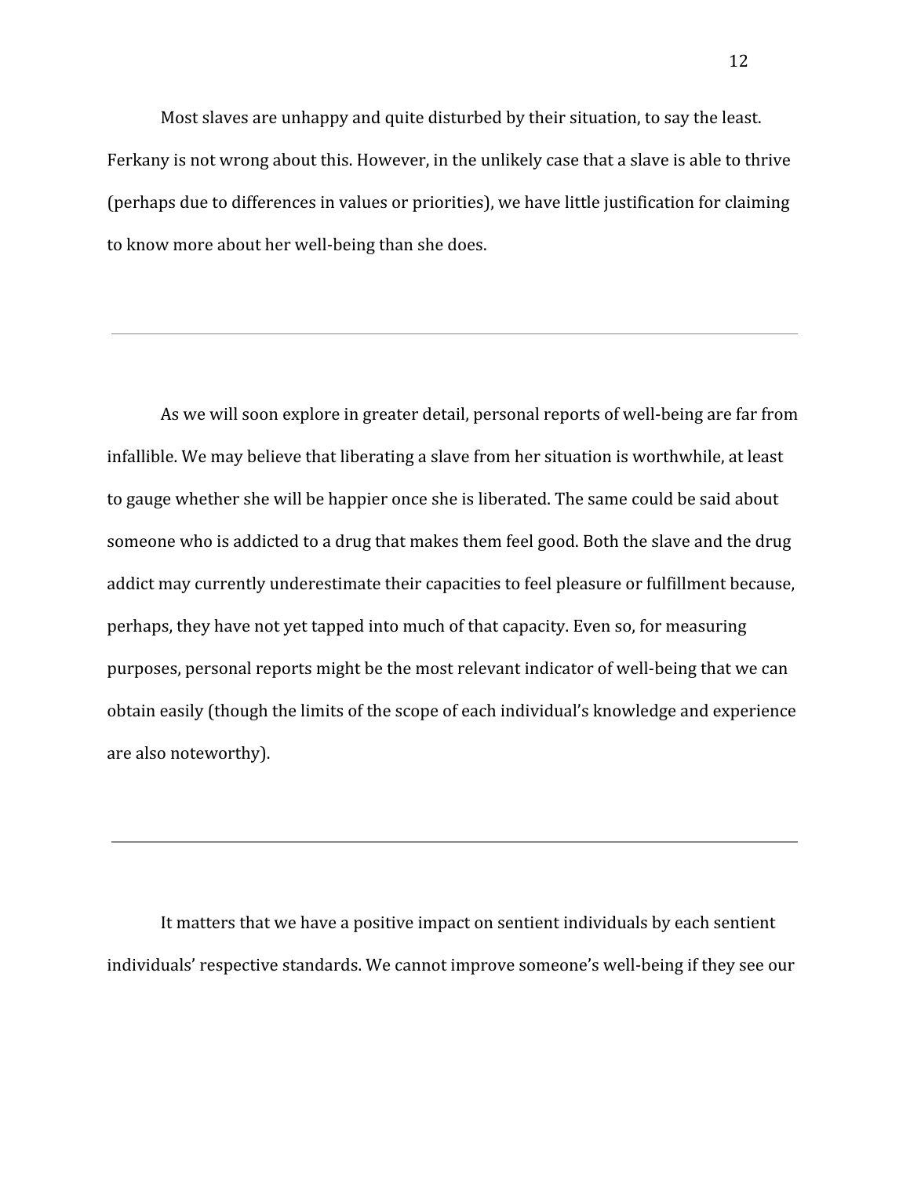Most slaves are unhappy and quite disturbed by their situation, to say the least. Ferkany is not wrong about this. However, in the unlikely case that a slave is able to thrive (perhaps due to differences in values or priorities), we have little justification for claiming to know more about her well-being than she does.

---

As we will soon explore in greater detail, personal reports of well-being are far from infallible. We may believe that liberating a slave from her situation is worthwhile, at least to gauge whether she will be happier once she is liberated. The same could be said about someone who is addicted to a drug that makes them feel good. Both the slave and the drug addict may currently underestimate their capacities to feel pleasure or fulfillment because, perhaps, they have not yet tapped into much of that capacity. Even so, for measuring purposes, personal reports might be the most relevant indicator of well-being that we can obtain easily (though the limits of the scope of each individual's knowledge and experience are also noteworthy).

---

It matters that we have a positive impact on sentient individuals by each sentient individuals' respective standards. We cannot improve someone's well-being if they see our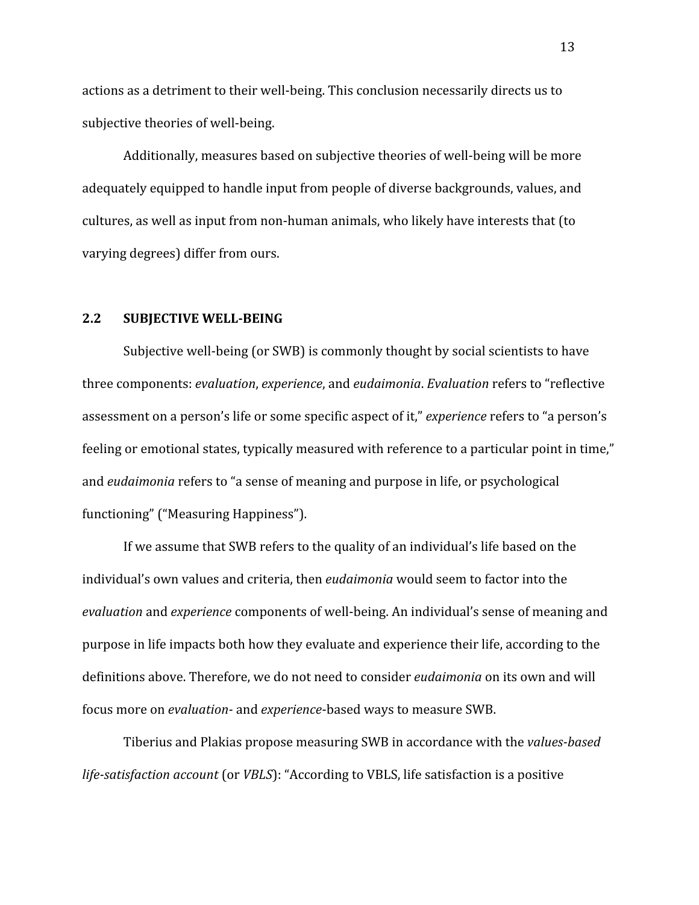actions as a detriment to their well-being. This conclusion necessarily directs us to subjective theories of well-being.

Additionally, measures based on subjective theories of well-being will be more adequately equipped to handle input from people of diverse backgrounds, values, and cultures, as well as input from non-human animals, who likely have interests that (to varying degrees) differ from ours.

## 2.2 SUBJECTIVE WELL-BEING

Subjective well-being (or SWB) is commonly thought by social scientists to have three components: *evaluation*, *experience*, and *eudaimonia*. *Evaluation* refers to "reflective assessment on a person's life or some specific aspect of it," *experience* refers to "a person's feeling or emotional states, typically measured with reference to a particular point in time," and *eudaimonia* refers to "a sense of meaning and purpose in life, or psychological functioning" ("Measuring Happiness").

If we assume that SWB refers to the quality of an individual's life based on the individual's own values and criteria, then *eudaimonia* would seem to factor into the *evaluation* and *experience* components of well-being. An individual's sense of meaning and purpose in life impacts both how they evaluate and experience their life, according to the definitions above. Therefore, we do not need to consider *eudaimonia* on its own and will focus more on *evaluation*- and *experience*-based ways to measure SWB.

Tiberius and Plakias propose measuring SWB in accordance with the *values-based life-satisfaction account* (or *VBLS*): "According to VBLS, life satisfaction is a positive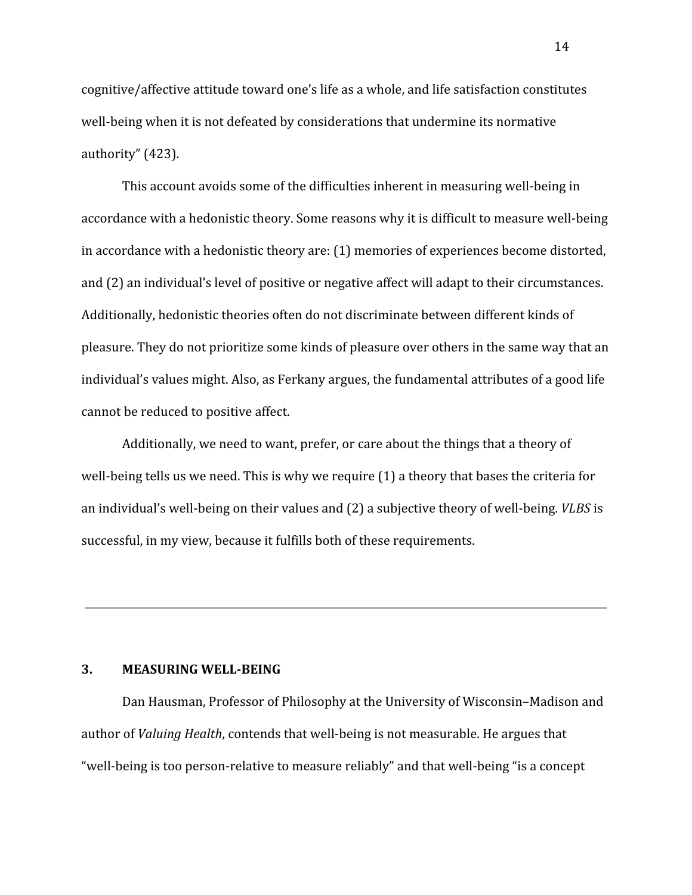cognitive/affective attitude toward one's life as a whole, and life satisfaction constitutes well-being when it is not defeated by considerations that undermine its normative authority" (423).

This account avoids some of the difficulties inherent in measuring well-being in accordance with a hedonistic theory. Some reasons why it is difficult to measure well-being in accordance with a hedonistic theory are: (1) memories of experiences become distorted, and (2) an individual's level of positive or negative affect will adapt to their circumstances. Additionally, hedonistic theories often do not discriminate between different kinds of pleasure. They do not prioritize some kinds of pleasure over others in the same way that an individual's values might. Also, as Ferkany argues, the fundamental attributes of a good life cannot be reduced to positive affect.

Additionally, we need to want, prefer, or care about the things that a theory of well-being tells us we need. This is why we require (1) a theory that bases the criteria for an individual's well-being on their values and (2) a subjective theory of well-being. *VLBS* is successful, in my view, because it fulfills both of these requirements.

---

## 3. MEASURING WELL-BEING

Dan Hausman, Professor of Philosophy at the University of Wisconsin–Madison and author of *Valuing Health*, contends that well-being is not measurable. He argues that "well-being is too person-relative to measure reliably" and that well-being "is a concept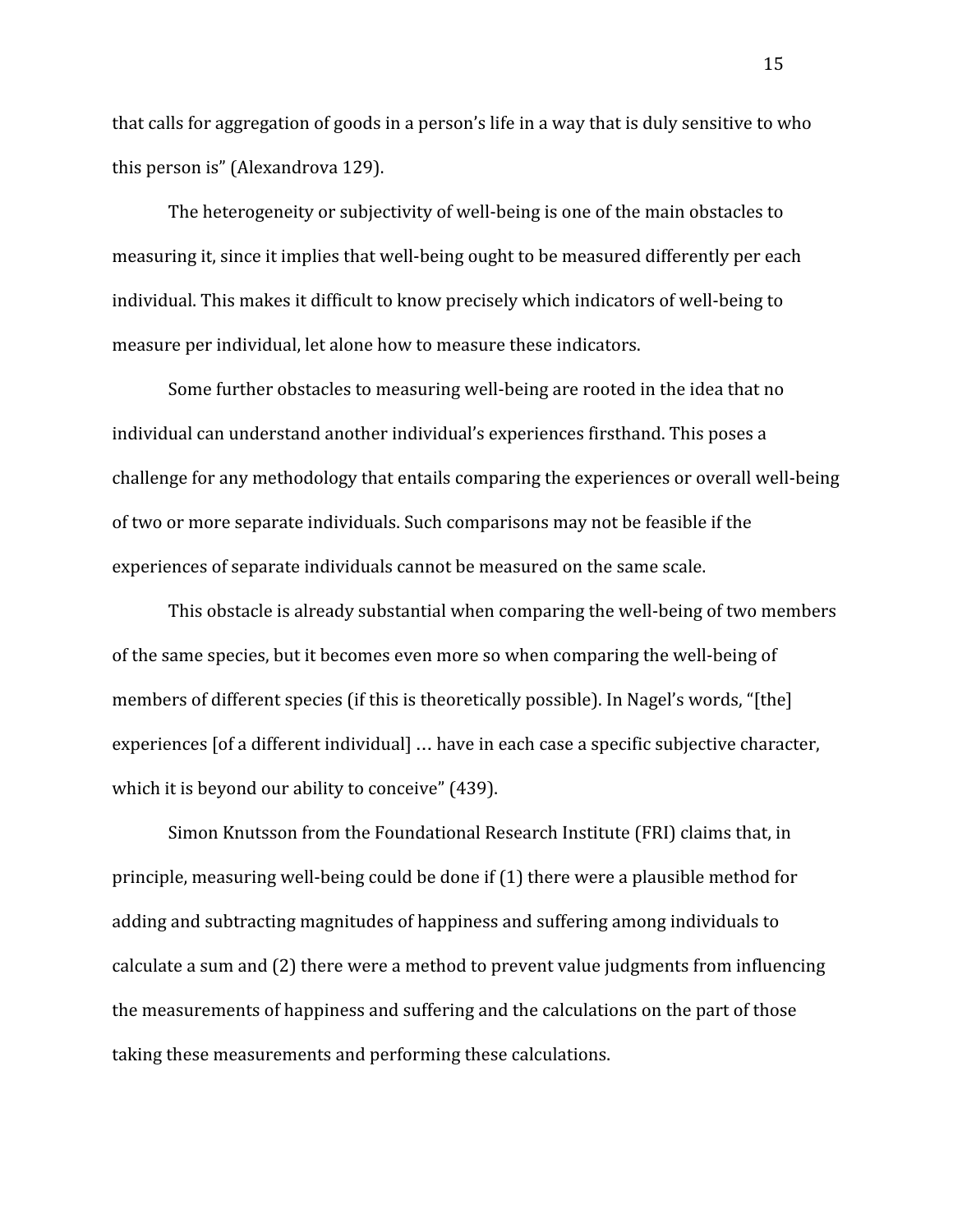that calls for aggregation of goods in a person's life in a way that is duly sensitive to who this person is" (Alexandrova 129).

The heterogeneity or subjectivity of well-being is one of the main obstacles to measuring it, since it implies that well-being ought to be measured differently per each individual. This makes it difficult to know precisely which indicators of well-being to measure per individual, let alone how to measure these indicators.

Some further obstacles to measuring well-being are rooted in the idea that no individual can understand another individual's experiences firsthand. This poses a challenge for any methodology that entails comparing the experiences or overall well-being of two or more separate individuals. Such comparisons may not be feasible if the experiences of separate individuals cannot be measured on the same scale.

This obstacle is already substantial when comparing the well-being of two members of the same species, but it becomes even more so when comparing the well-being of members of different species (if this is theoretically possible). In Nagel's words, "[the] experiences [of a different individual] … have in each case a specific subjective character, which it is beyond our ability to conceive" (439).

Simon Knutsson from the Foundational Research Institute (FRI) claims that, in principle, measuring well-being could be done if (1) there were a plausible method for adding and subtracting magnitudes of happiness and suffering among individuals to calculate a sum and (2) there were a method to prevent value judgments from influencing the measurements of happiness and suffering and the calculations on the part of those taking these measurements and performing these calculations.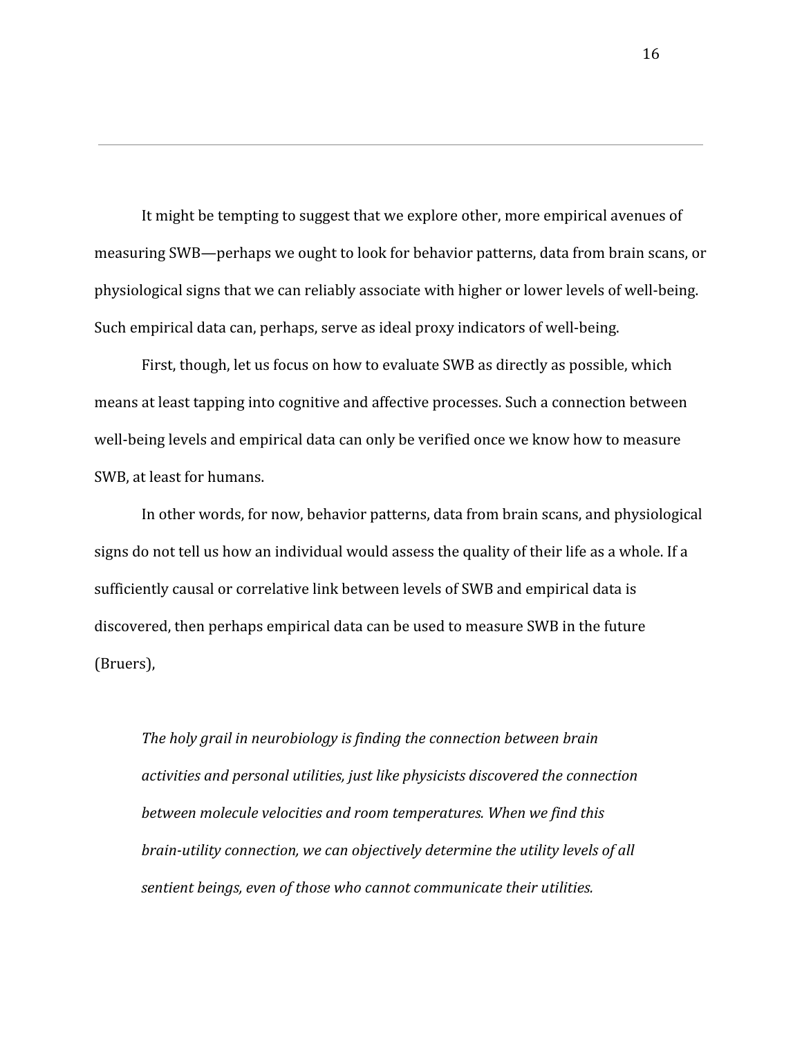It might be tempting to suggest that we explore other, more empirical avenues of measuring SWB—perhaps we ought to look for behavior patterns, data from brain scans, or physiological signs that we can reliably associate with higher or lower levels of well-being. Such empirical data can, perhaps, serve as ideal proxy indicators of well-being.

First, though, let us focus on how to evaluate SWB as directly as possible, which means at least tapping into cognitive and affective processes. Such a connection between well-being levels and empirical data can only be verified once we know how to measure SWB, at least for humans.

In other words, for now, behavior patterns, data from brain scans, and physiological signs do not tell us how an individual would assess the quality of their life as a whole. If a sufficiently causal or correlative link between levels of SWB and empirical data is discovered, then perhaps empirical data can be used to measure SWB in the future (Bruers),

> *The holy grail in neurobiology is finding the connection between brain activities and personal utilities, just like physicists discovered the connection between molecule velocities and room temperatures. When we find this brain-utility connection, we can objectively determine the utility levels of all sentient beings, even of those who cannot communicate their utilities.*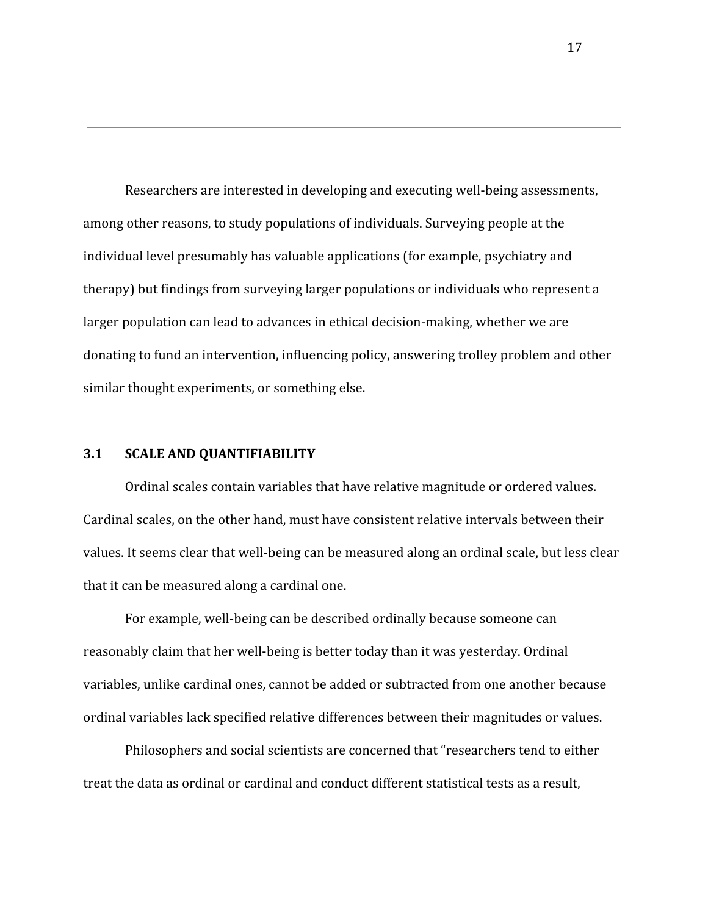Researchers are interested in developing and executing well-being assessments, among other reasons, to study populations of individuals. Surveying people at the individual level presumably has valuable applications (for example, psychiatry and therapy) but findings from surveying larger populations or individuals who represent a larger population can lead to advances in ethical decision-making, whether we are donating to fund an intervention, influencing policy, answering trolley problem and other similar thought experiments, or something else.

### 3.1 SCALE AND QUANTIFIABILITY

Ordinal scales contain variables that have relative magnitude or ordered values. Cardinal scales, on the other hand, must have consistent relative intervals between their values. It seems clear that well-being can be measured along an ordinal scale, but less clear that it can be measured along a cardinal one.

For example, well-being can be described ordinally because someone can reasonably claim that her well-being is better today than it was yesterday. Ordinal variables, unlike cardinal ones, cannot be added or subtracted from one another because ordinal variables lack specified relative differences between their magnitudes or values.

Philosophers and social scientists are concerned that "researchers tend to either treat the data as ordinal or cardinal and conduct different statistical tests as a result,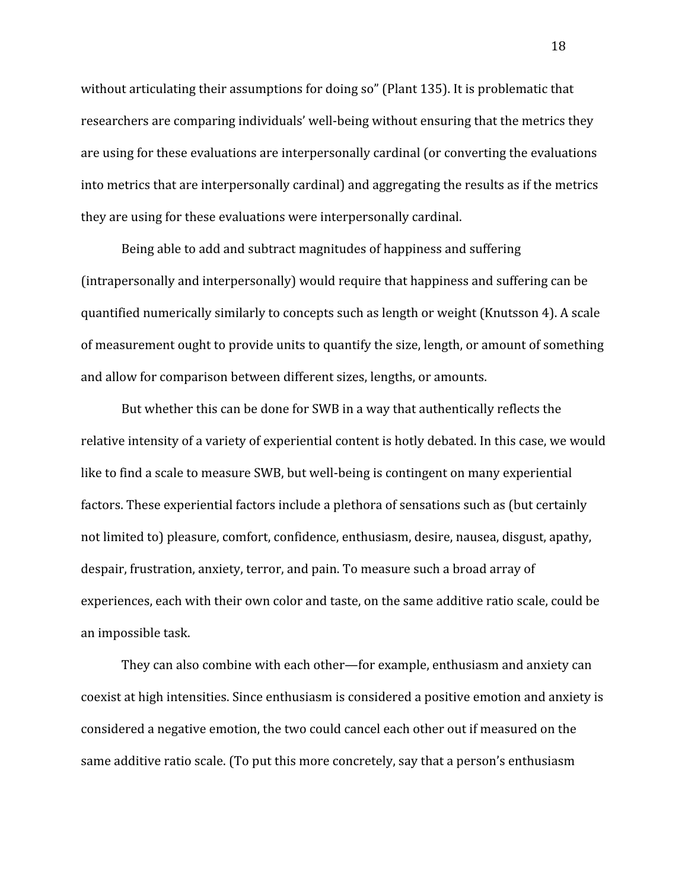without articulating their assumptions for doing so" (Plant 135). It is problematic that researchers are comparing individuals' well-being without ensuring that the metrics they are using for these evaluations are interpersonally cardinal (or converting the evaluations into metrics that are interpersonally cardinal) and aggregating the results as if the metrics they are using for these evaluations were interpersonally cardinal.

Being able to add and subtract magnitudes of happiness and suffering (intrapersonally and interpersonally) would require that happiness and suffering can be quantified numerically similarly to concepts such as length or weight (Knutsson 4). A scale of measurement ought to provide units to quantify the size, length, or amount of something and allow for comparison between different sizes, lengths, or amounts.

But whether this can be done for SWB in a way that authentically reflects the relative intensity of a variety of experiential content is hotly debated. In this case, we would like to find a scale to measure SWB, but well-being is contingent on many experiential factors. These experiential factors include a plethora of sensations such as (but certainly not limited to) pleasure, comfort, confidence, enthusiasm, desire, nausea, disgust, apathy, despair, frustration, anxiety, terror, and pain. To measure such a broad array of experiences, each with their own color and taste, on the same additive ratio scale, could be an impossible task.

They can also combine with each other—for example, enthusiasm and anxiety can coexist at high intensities. Since enthusiasm is considered a positive emotion and anxiety is considered a negative emotion, the two could cancel each other out if measured on the same additive ratio scale. (To put this more concretely, say that a person's enthusiasm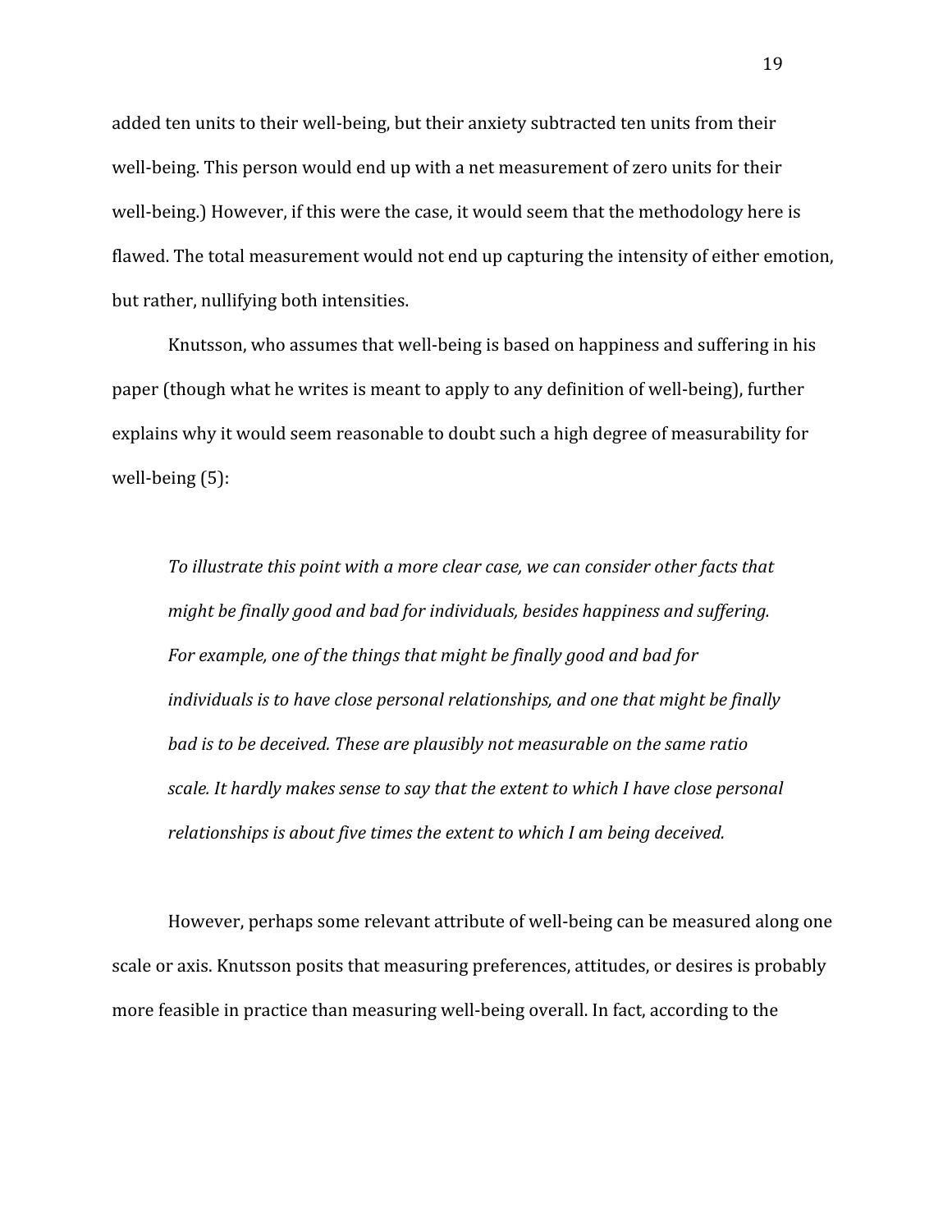added ten units to their well-being, but their anxiety subtracted ten units from their well-being. This person would end up with a net measurement of zero units for their well-being.) However, if this were the case, it would seem that the methodology here is flawed. The total measurement would not end up capturing the intensity of either emotion, but rather, nullifying both intensities.

Knutsson, who assumes that well-being is based on happiness and suffering in his paper (though what he writes is meant to apply to any definition of well-being), further explains why it would seem reasonable to doubt such a high degree of measurability for well-being (5):

> *To illustrate this point with a more clear case, we can consider other facts that might be finally good and bad for individuals, besides happiness and suffering. For example, one of the things that might be finally good and bad for individuals is to have close personal relationships, and one that might be finally bad is to be deceived. These are plausibly not measurable on the same ratio scale. It hardly makes sense to say that the extent to which I have close personal relationships is about five times the extent to which I am being deceived.*

However, perhaps some relevant attribute of well-being can be measured along one scale or axis. Knutsson posits that measuring preferences, attitudes, or desires is probably more feasible in practice than measuring well-being overall. In fact, according to the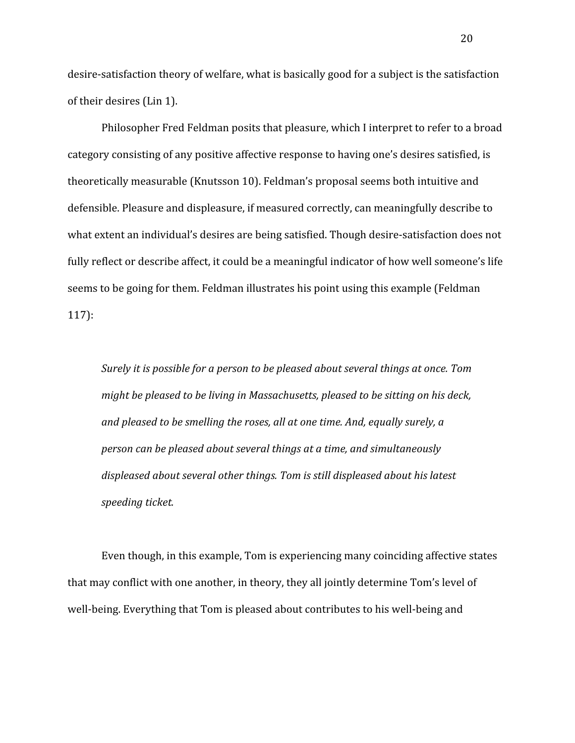desire-satisfaction theory of welfare, what is basically good for a subject is the satisfaction of their desires (Lin 1).

Philosopher Fred Feldman posits that pleasure, which I interpret to refer to a broad category consisting of any positive affective response to having one's desires satisfied, is theoretically measurable (Knutsson 10). Feldman's proposal seems both intuitive and defensible. Pleasure and displeasure, if measured correctly, can meaningfully describe to what extent an individual's desires are being satisfied. Though desire-satisfaction does not fully reflect or describe affect, it could be a meaningful indicator of how well someone's life seems to be going for them. Feldman illustrates his point using this example (Feldman 117):

> *Surely it is possible for a person to be pleased about several things at once. Tom might be pleased to be living in Massachusetts, pleased to be sitting on his deck, and pleased to be smelling the roses, all at one time. And, equally surely, a person can be pleased about several things at a time, and simultaneously displeased about several other things. Tom is still displeased about his latest speeding ticket.*

Even though, in this example, Tom is experiencing many coinciding affective states that may conflict with one another, in theory, they all jointly determine Tom's level of well-being. Everything that Tom is pleased about contributes to his well-being and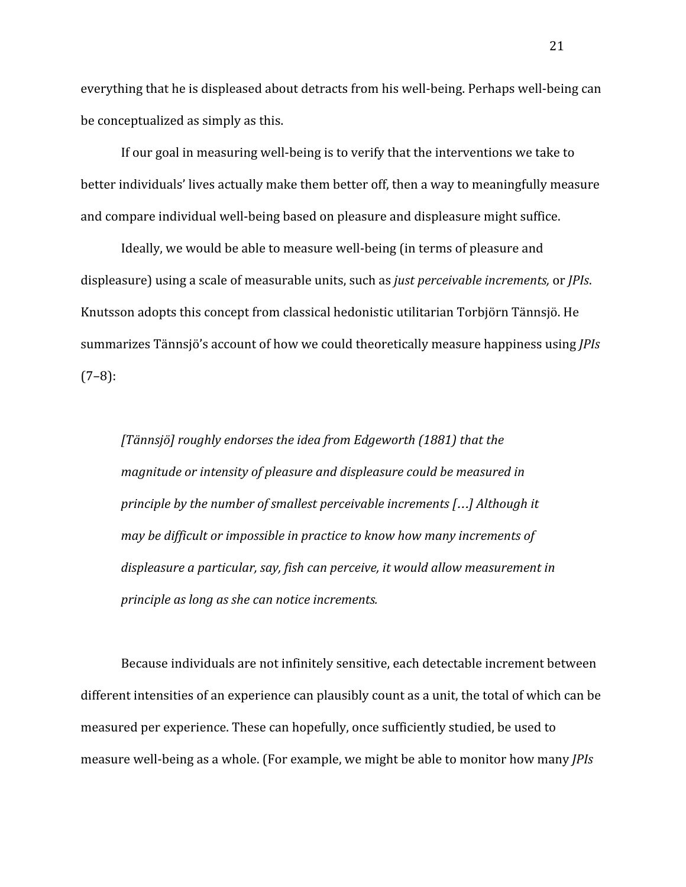everything that he is displeased about detracts from his well-being. Perhaps well-being can be conceptualized as simply as this.

If our goal in measuring well-being is to verify that the interventions we take to better individuals' lives actually make them better off, then a way to meaningfully measure and compare individual well-being based on pleasure and displeasure might suffice.

Ideally, we would be able to measure well-being (in terms of pleasure and displeasure) using a scale of measurable units, such as *just perceivable increments,* or *JPIs*. Knutsson adopts this concept from classical hedonistic utilitarian Torbjörn Tännsjö. He summarizes Tännsjö's account of how we could theoretically measure happiness using *JPIs* (7–8):

> *[Tännsjö] roughly endorses the idea from Edgeworth (1881) that the magnitude or intensity of pleasure and displeasure could be measured in principle by the number of smallest perceivable increments […] Although it may be difficult or impossible in practice to know how many increments of displeasure a particular, say, fish can perceive, it would allow measurement in principle as long as she can notice increments.*

Because individuals are not infinitely sensitive, each detectable increment between different intensities of an experience can plausibly count as a unit, the total of which can be measured per experience. These can hopefully, once sufficiently studied, be used to measure well-being as a whole. (For example, we might be able to monitor how many *JPIs*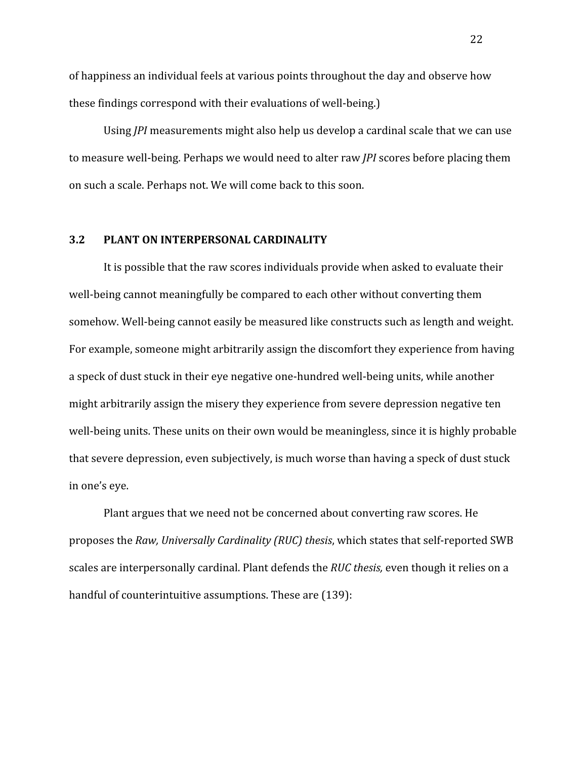of happiness an individual feels at various points throughout the day and observe how these findings correspond with their evaluations of well-being.)

Using *JPI* measurements might also help us develop a cardinal scale that we can use to measure well-being. Perhaps we would need to alter raw *JPI* scores before placing them on such a scale. Perhaps not. We will come back to this soon.

### 3.2 PLANT ON INTERPERSONAL CARDINALITY

It is possible that the raw scores individuals provide when asked to evaluate their well-being cannot meaningfully be compared to each other without converting them somehow. Well-being cannot easily be measured like constructs such as length and weight. For example, someone might arbitrarily assign the discomfort they experience from having a speck of dust stuck in their eye negative one-hundred well-being units, while another might arbitrarily assign the misery they experience from severe depression negative ten well-being units. These units on their own would be meaningless, since it is highly probable that severe depression, even subjectively, is much worse than having a speck of dust stuck in one's eye.

Plant argues that we need not be concerned about converting raw scores. He proposes the *Raw, Universally Cardinality (RUC) thesis*, which states that self-reported SWB scales are interpersonally cardinal. Plant defends the *RUC thesis,* even though it relies on a handful of counterintuitive assumptions. These are (139):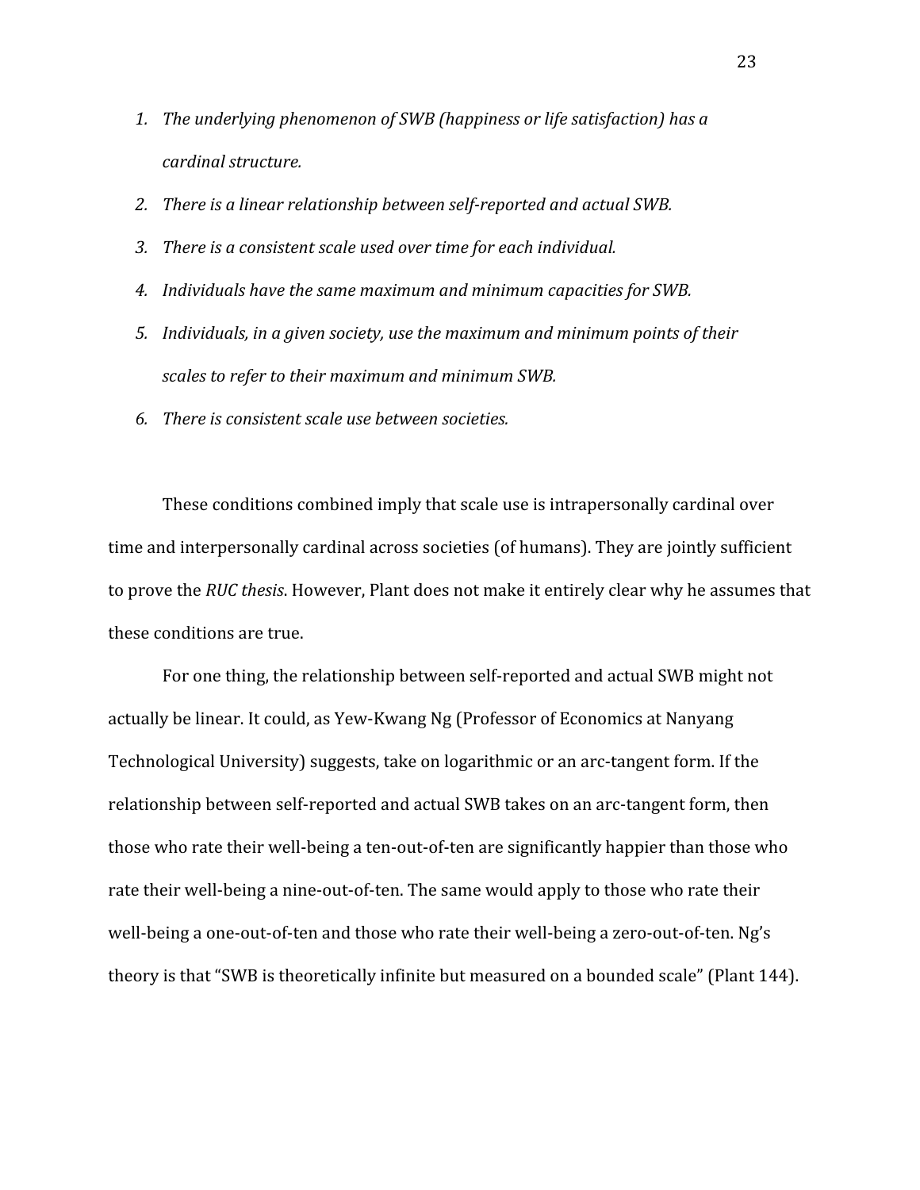1. *The underlying phenomenon of SWB (happiness or life satisfaction) has a cardinal structure.*
2. *There is a linear relationship between self-reported and actual SWB.*
3. *There is a consistent scale used over time for each individual.*
4. *Individuals have the same maximum and minimum capacities for SWB.*
5. *Individuals, in a given society, use the maximum and minimum points of their scales to refer to their maximum and minimum SWB.*
6. *There is consistent scale use between societies.*

These conditions combined imply that scale use is intrapersonally cardinal over time and interpersonally cardinal across societies (of humans). They are jointly sufficient to prove the *RUC thesis*. However, Plant does not make it entirely clear why he assumes that these conditions are true.

For one thing, the relationship between self-reported and actual SWB might not actually be linear. It could, as Yew-Kwang Ng (Professor of Economics at Nanyang Technological University) suggests, take on logarithmic or an arc-tangent form. If the relationship between self-reported and actual SWB takes on an arc-tangent form, then those who rate their well-being a ten-out-of-ten are significantly happier than those who rate their well-being a nine-out-of-ten. The same would apply to those who rate their well-being a one-out-of-ten and those who rate their well-being a zero-out-of-ten. Ng's theory is that "SWB is theoretically infinite but measured on a bounded scale" (Plant 144).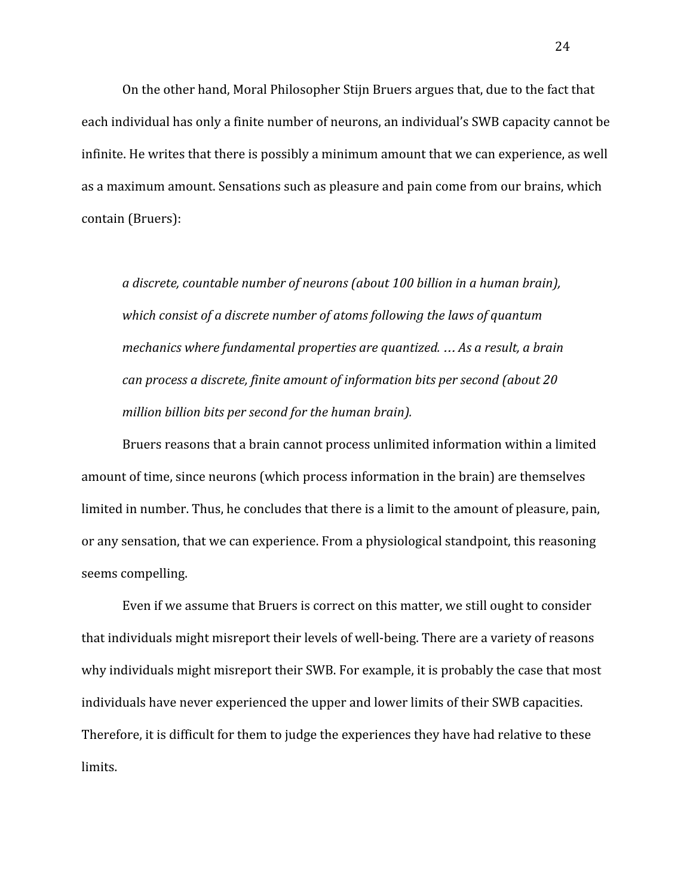On the other hand, Moral Philosopher Stijn Bruers argues that, due to the fact that each individual has only a finite number of neurons, an individual's SWB capacity cannot be infinite. He writes that there is possibly a minimum amount that we can experience, as well as a maximum amount. Sensations such as pleasure and pain come from our brains, which contain (Bruers):

> *a discrete, countable number of neurons (about 100 billion in a human brain), which consist of a discrete number of atoms following the laws of quantum mechanics where fundamental properties are quantized. … As a result, a brain can process a discrete, finite amount of information bits per second (about 20 million billion bits per second for the human brain).*

Bruers reasons that a brain cannot process unlimited information within a limited amount of time, since neurons (which process information in the brain) are themselves limited in number. Thus, he concludes that there is a limit to the amount of pleasure, pain, or any sensation, that we can experience. From a physiological standpoint, this reasoning seems compelling.

Even if we assume that Bruers is correct on this matter, we still ought to consider that individuals might misreport their levels of well-being. There are a variety of reasons why individuals might misreport their SWB. For example, it is probably the case that most individuals have never experienced the upper and lower limits of their SWB capacities. Therefore, it is difficult for them to judge the experiences they have had relative to these limits.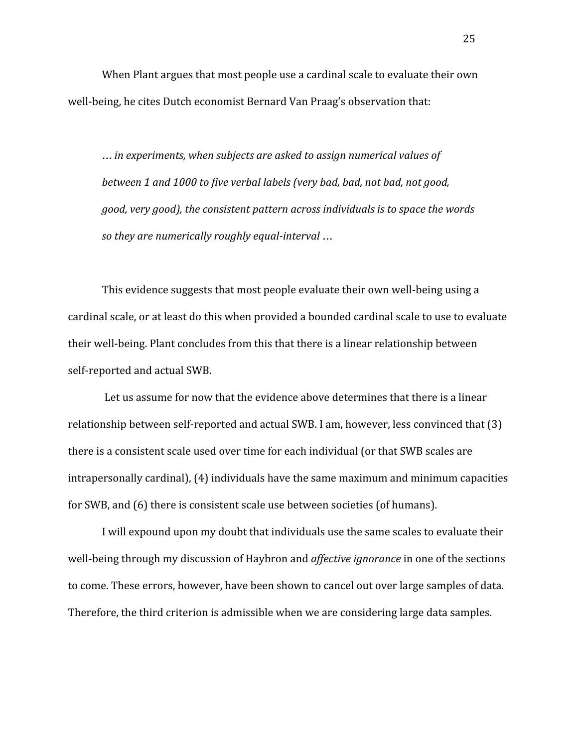When Plant argues that most people use a cardinal scale to evaluate their own well-being, he cites Dutch economist Bernard Van Praag's observation that:

> *… in experiments, when subjects are asked to assign numerical values of between 1 and 1000 to five verbal labels (very bad, bad, not bad, not good, good, very good), the consistent pattern across individuals is to space the words so they are numerically roughly equal-interval …*

This evidence suggests that most people evaluate their own well-being using a cardinal scale, or at least do this when provided a bounded cardinal scale to use to evaluate their well-being. Plant concludes from this that there is a linear relationship between self-reported and actual SWB.

Let us assume for now that the evidence above determines that there is a linear relationship between self-reported and actual SWB. I am, however, less convinced that (3) there is a consistent scale used over time for each individual (or that SWB scales are intrapersonally cardinal), (4) individuals have the same maximum and minimum capacities for SWB, and (6) there is consistent scale use between societies (of humans).

I will expound upon my doubt that individuals use the same scales to evaluate their well-being through my discussion of Haybron and *affective ignorance* in one of the sections to come. These errors, however, have been shown to cancel out over large samples of data. Therefore, the third criterion is admissible when we are considering large data samples.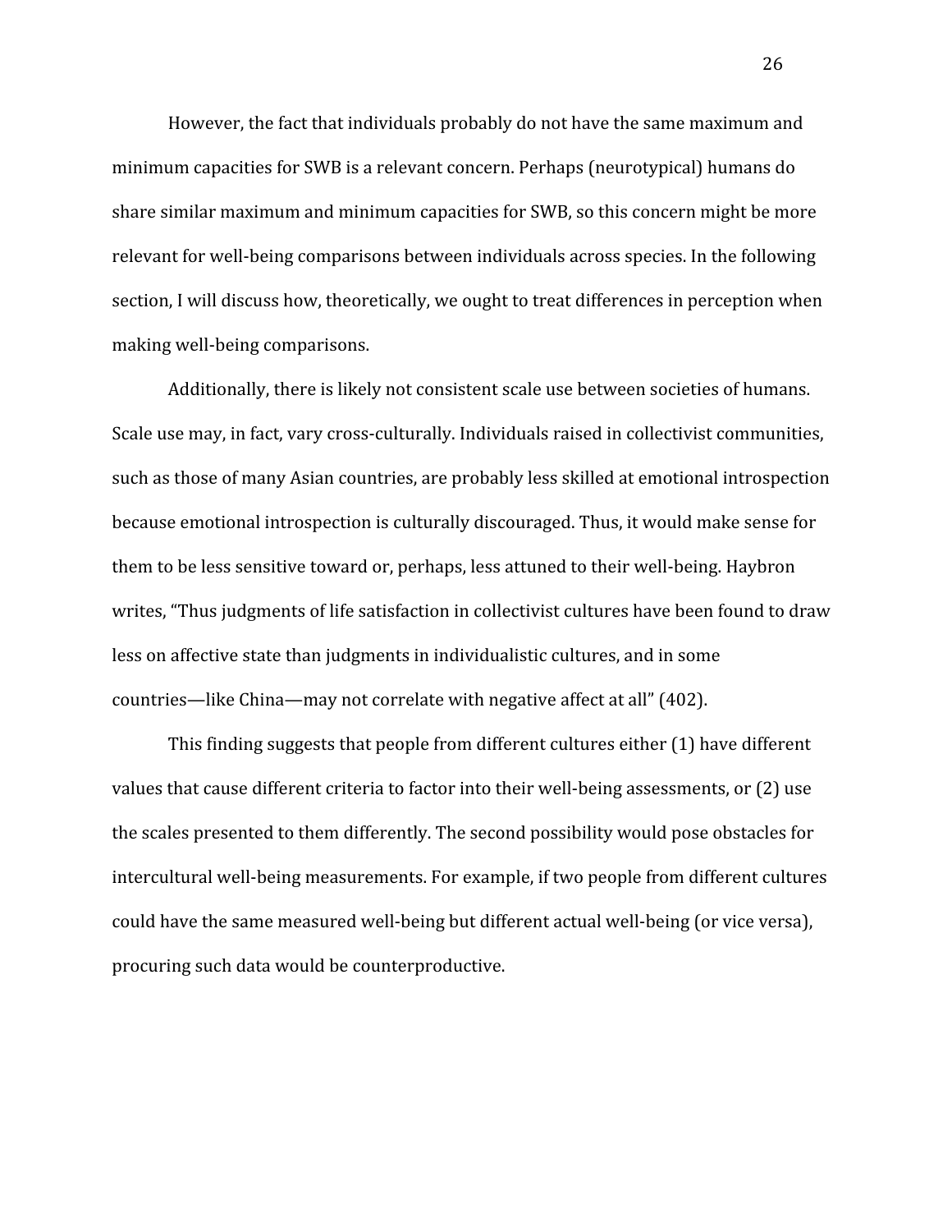However, the fact that individuals probably do not have the same maximum and minimum capacities for SWB is a relevant concern. Perhaps (neurotypical) humans do share similar maximum and minimum capacities for SWB, so this concern might be more relevant for well-being comparisons between individuals across species. In the following section, I will discuss how, theoretically, we ought to treat differences in perception when making well-being comparisons.

Additionally, there is likely not consistent scale use between societies of humans. Scale use may, in fact, vary cross-culturally. Individuals raised in collectivist communities, such as those of many Asian countries, are probably less skilled at emotional introspection because emotional introspection is culturally discouraged. Thus, it would make sense for them to be less sensitive toward or, perhaps, less attuned to their well-being. Haybron writes, "Thus judgments of life satisfaction in collectivist cultures have been found to draw less on affective state than judgments in individualistic cultures, and in some countries—like China—may not correlate with negative affect at all" (402).

This finding suggests that people from different cultures either (1) have different values that cause different criteria to factor into their well-being assessments, or (2) use the scales presented to them differently. The second possibility would pose obstacles for intercultural well-being measurements. For example, if two people from different cultures could have the same measured well-being but different actual well-being (or vice versa), procuring such data would be counterproductive.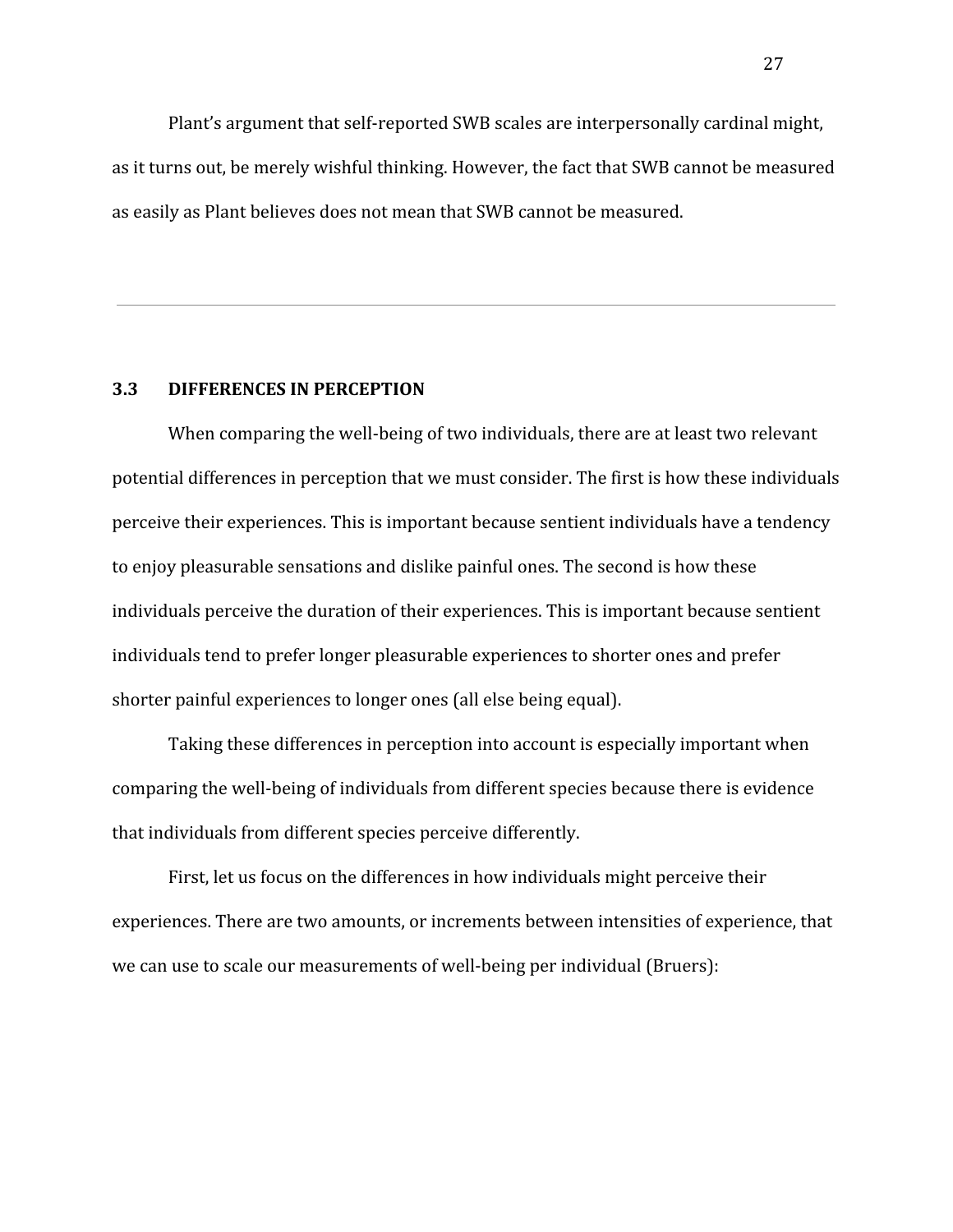Plant's argument that self-reported SWB scales are interpersonally cardinal might, as it turns out, be merely wishful thinking. However, the fact that SWB cannot be measured as easily as Plant believes does not mean that SWB cannot be measured.

---

### 3.3 DIFFERENCES IN PERCEPTION

When comparing the well-being of two individuals, there are at least two relevant potential differences in perception that we must consider. The first is how these individuals perceive their experiences. This is important because sentient individuals have a tendency to enjoy pleasurable sensations and dislike painful ones. The second is how these individuals perceive the duration of their experiences. This is important because sentient individuals tend to prefer longer pleasurable experiences to shorter ones and prefer shorter painful experiences to longer ones (all else being equal).

Taking these differences in perception into account is especially important when comparing the well-being of individuals from different species because there is evidence that individuals from different species perceive differently.

First, let us focus on the differences in how individuals might perceive their experiences. There are two amounts, or increments between intensities of experience, that we can use to scale our measurements of well-being per individual (Bruers):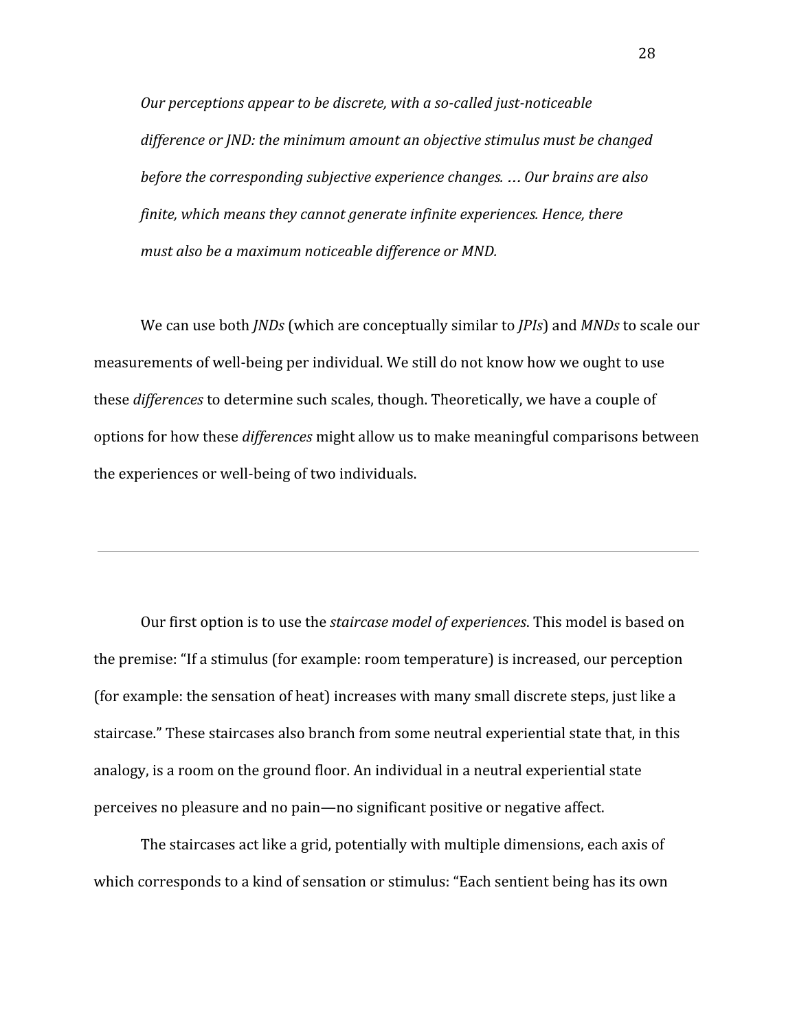*Our perceptions appear to be discrete, with a so-called just-noticeable difference or JND: the minimum amount an objective stimulus must be changed before the corresponding subjective experience changes. … Our brains are also finite, which means they cannot generate infinite experiences. Hence, there must also be a maximum noticeable difference or MND.*

We can use both *JNDs* (which are conceptually similar to *JPIs*) and *MNDs* to scale our measurements of well-being per individual. We still do not know how we ought to use these *differences* to determine such scales, though. Theoretically, we have a couple of options for how these *differences* might allow us to make meaningful comparisons between the experiences or well-being of two individuals.

---

Our first option is to use the *staircase model of experiences*. This model is based on the premise: "If a stimulus (for example: room temperature) is increased, our perception (for example: the sensation of heat) increases with many small discrete steps, just like a staircase." These staircases also branch from some neutral experiential state that, in this analogy, is a room on the ground floor. An individual in a neutral experiential state perceives no pleasure and no pain—no significant positive or negative affect.

The staircases act like a grid, potentially with multiple dimensions, each axis of which corresponds to a kind of sensation or stimulus: "Each sentient being has its own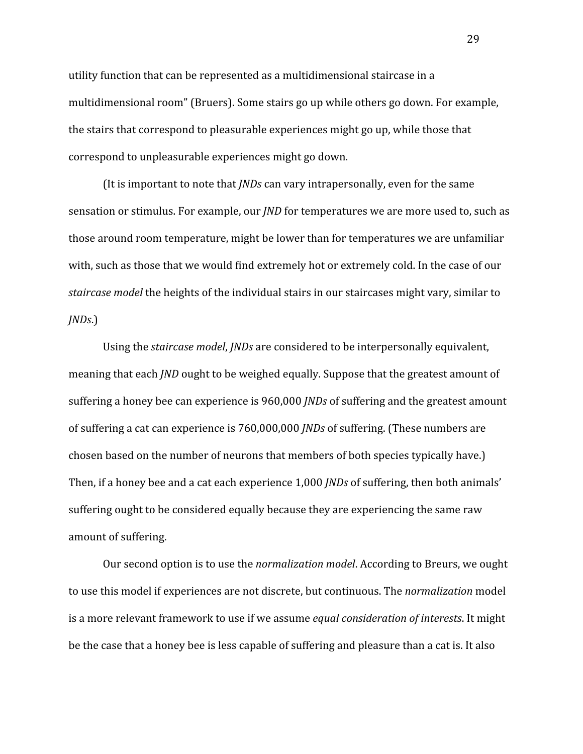utility function that can be represented as a multidimensional staircase in a multidimensional room" (Bruers). Some stairs go up while others go down. For example, the stairs that correspond to pleasurable experiences might go up, while those that correspond to unpleasurable experiences might go down.

(It is important to note that *JNDs* can vary intrapersonally, even for the same sensation or stimulus. For example, our *JND* for temperatures we are more used to, such as those around room temperature, might be lower than for temperatures we are unfamiliar with, such as those that we would find extremely hot or extremely cold. In the case of our *staircase model* the heights of the individual stairs in our staircases might vary, similar to *JNDs*.)

Using the *staircase model*, *JNDs* are considered to be interpersonally equivalent, meaning that each *JND* ought to be weighed equally. Suppose that the greatest amount of suffering a honey bee can experience is 960,000 *JNDs* of suffering and the greatest amount of suffering a cat can experience is 760,000,000 *JNDs* of suffering. (These numbers are chosen based on the number of neurons that members of both species typically have.) Then, if a honey bee and a cat each experience 1,000 *JNDs* of suffering, then both animals' suffering ought to be considered equally because they are experiencing the same raw amount of suffering.

Our second option is to use the *normalization model*. According to Breurs, we ought to use this model if experiences are not discrete, but continuous. The *normalization* model is a more relevant framework to use if we assume *equal consideration of interests*. It might be the case that a honey bee is less capable of suffering and pleasure than a cat is. It also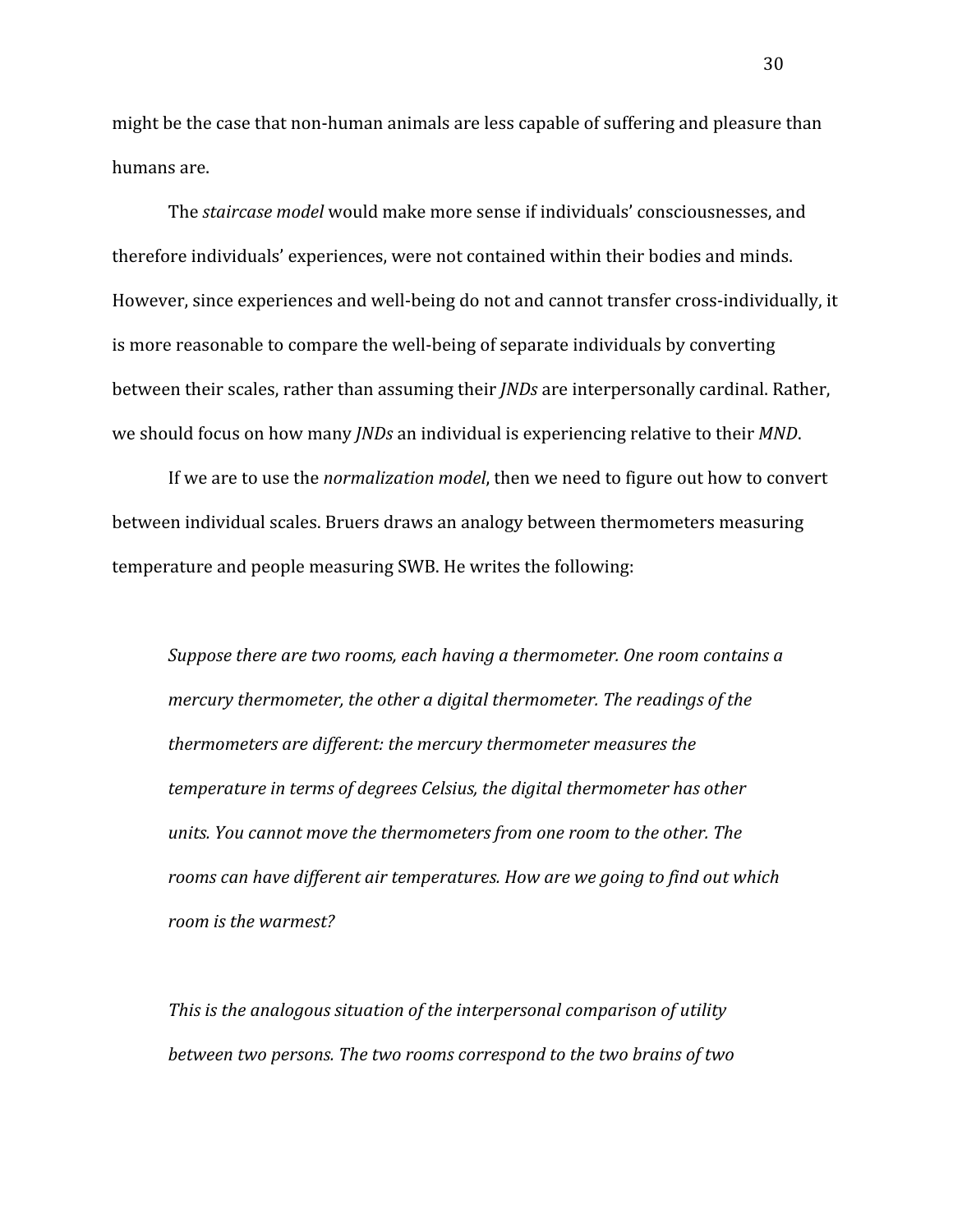might be the case that non-human animals are less capable of suffering and pleasure than humans are.

The *staircase model* would make more sense if individuals' consciousnesses, and therefore individuals' experiences, were not contained within their bodies and minds. However, since experiences and well-being do not and cannot transfer cross-individually, it is more reasonable to compare the well-being of separate individuals by converting between their scales, rather than assuming their *JNDs* are interpersonally cardinal. Rather, we should focus on how many *JNDs* an individual is experiencing relative to their *MND*.

If we are to use the *normalization model*, then we need to figure out how to convert between individual scales. Bruers draws an analogy between thermometers measuring temperature and people measuring SWB. He writes the following:

> *Suppose there are two rooms, each having a thermometer. One room contains a mercury thermometer, the other a digital thermometer. The readings of the thermometers are different: the mercury thermometer measures the temperature in terms of degrees Celsius, the digital thermometer has other units. You cannot move the thermometers from one room to the other. The rooms can have different air temperatures. How are we going to find out which room is the warmest?*
>
> *This is the analogous situation of the interpersonal comparison of utility between two persons. The two rooms correspond to the two brains of two*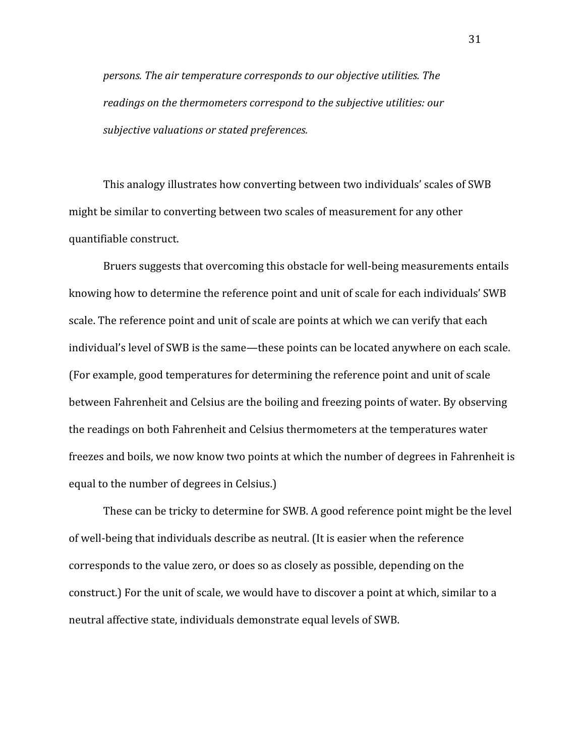*persons. The air temperature corresponds to our objective utilities. The readings on the thermometers correspond to the subjective utilities: our subjective valuations or stated preferences.*

This analogy illustrates how converting between two individuals' scales of SWB might be similar to converting between two scales of measurement for any other quantifiable construct.

Bruers suggests that overcoming this obstacle for well-being measurements entails knowing how to determine the reference point and unit of scale for each individuals' SWB scale. The reference point and unit of scale are points at which we can verify that each individual's level of SWB is the same—these points can be located anywhere on each scale. (For example, good temperatures for determining the reference point and unit of scale between Fahrenheit and Celsius are the boiling and freezing points of water. By observing the readings on both Fahrenheit and Celsius thermometers at the temperatures water freezes and boils, we now know two points at which the number of degrees in Fahrenheit is equal to the number of degrees in Celsius.)

These can be tricky to determine for SWB. A good reference point might be the level of well-being that individuals describe as neutral. (It is easier when the reference corresponds to the value zero, or does so as closely as possible, depending on the construct.) For the unit of scale, we would have to discover a point at which, similar to a neutral affective state, individuals demonstrate equal levels of SWB.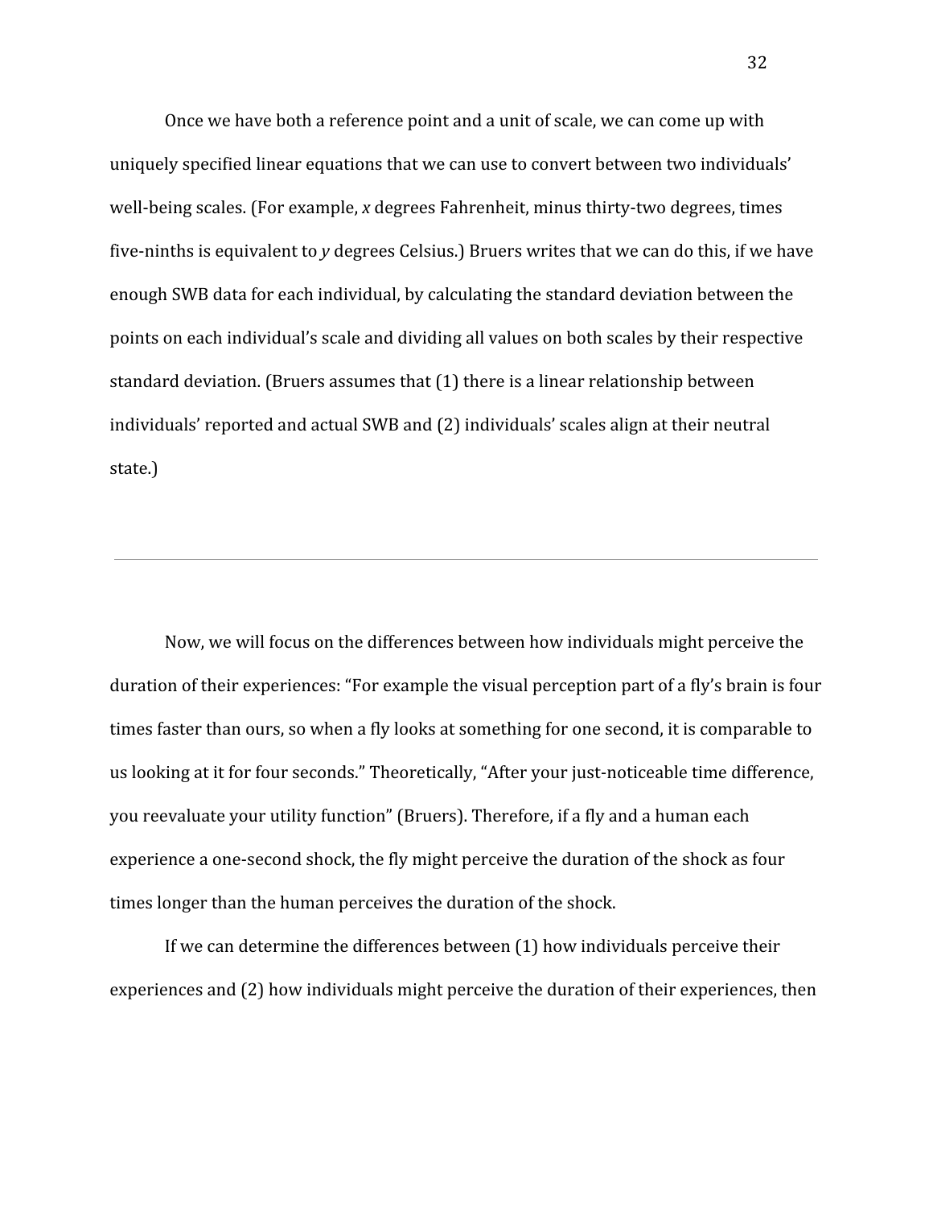Once we have both a reference point and a unit of scale, we can come up with uniquely specified linear equations that we can use to convert between two individuals' well-being scales. (For example, *x* degrees Fahrenheit, minus thirty-two degrees, times five-ninths is equivalent to *y* degrees Celsius.) Bruers writes that we can do this, if we have enough SWB data for each individual, by calculating the standard deviation between the points on each individual's scale and dividing all values on both scales by their respective standard deviation. (Bruers assumes that (1) there is a linear relationship between individuals' reported and actual SWB and (2) individuals' scales align at their neutral state.)

---

Now, we will focus on the differences between how individuals might perceive the duration of their experiences: "For example the visual perception part of a fly's brain is four times faster than ours, so when a fly looks at something for one second, it is comparable to us looking at it for four seconds." Theoretically, "After your just-noticeable time difference, you reevaluate your utility function" (Bruers). Therefore, if a fly and a human each experience a one-second shock, the fly might perceive the duration of the shock as four times longer than the human perceives the duration of the shock.

If we can determine the differences between (1) how individuals perceive their experiences and (2) how individuals might perceive the duration of their experiences, then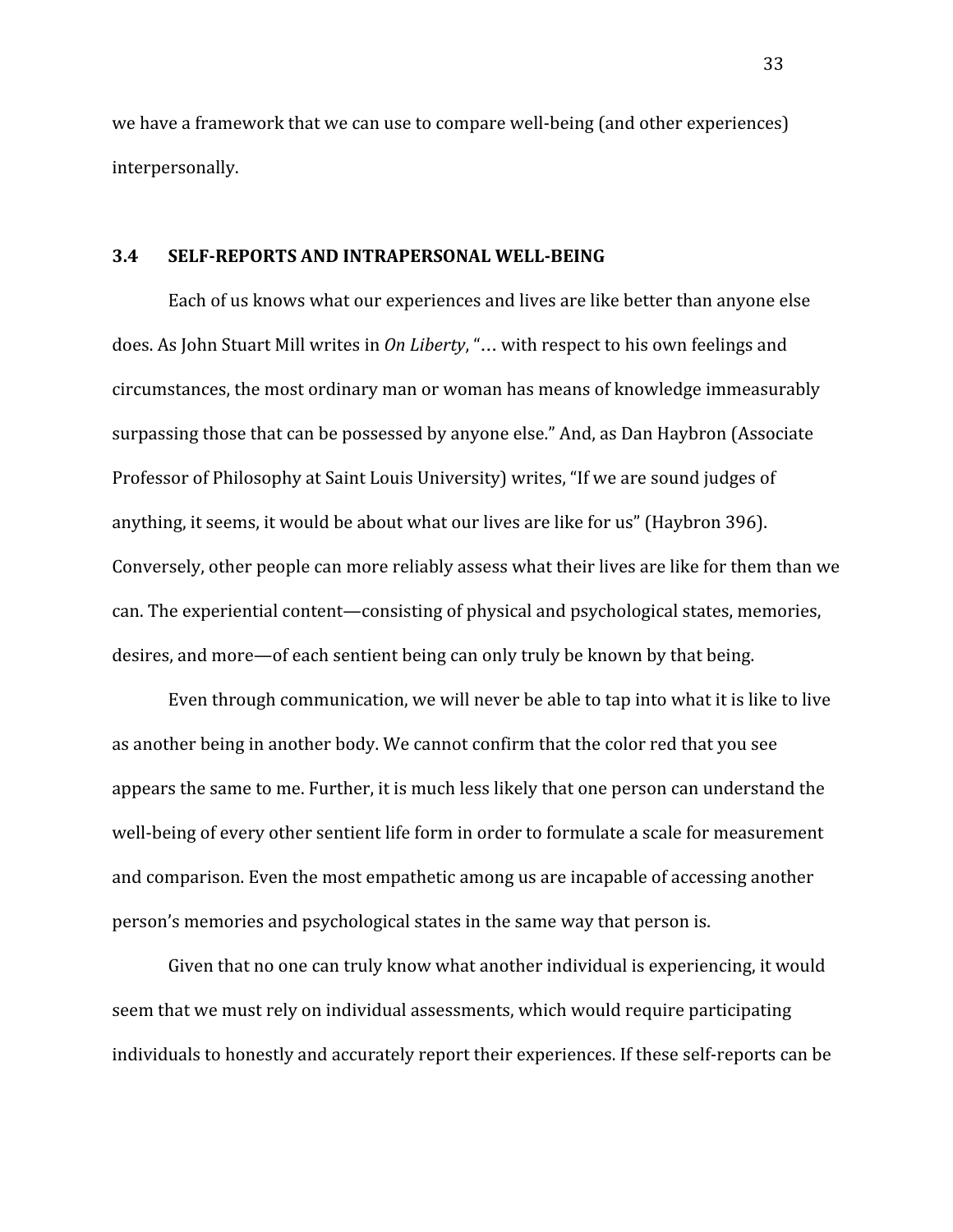we have a framework that we can use to compare well-being (and other experiences) interpersonally.

### 3.4 SELF-REPORTS AND INTRAPERSONAL WELL-BEING

Each of us knows what our experiences and lives are like better than anyone else does. As John Stuart Mill writes in *On Liberty*, "… with respect to his own feelings and circumstances, the most ordinary man or woman has means of knowledge immeasurably surpassing those that can be possessed by anyone else." And, as Dan Haybron (Associate Professor of Philosophy at Saint Louis University) writes, "If we are sound judges of anything, it seems, it would be about what our lives are like for us" (Haybron 396). Conversely, other people can more reliably assess what their lives are like for them than we can. The experiential content—consisting of physical and psychological states, memories, desires, and more—of each sentient being can only truly be known by that being.

Even through communication, we will never be able to tap into what it is like to live as another being in another body. We cannot confirm that the color red that you see appears the same to me. Further, it is much less likely that one person can understand the well-being of every other sentient life form in order to formulate a scale for measurement and comparison. Even the most empathetic among us are incapable of accessing another person's memories and psychological states in the same way that person is.

Given that no one can truly know what another individual is experiencing, it would seem that we must rely on individual assessments, which would require participating individuals to honestly and accurately report their experiences. If these self-reports can be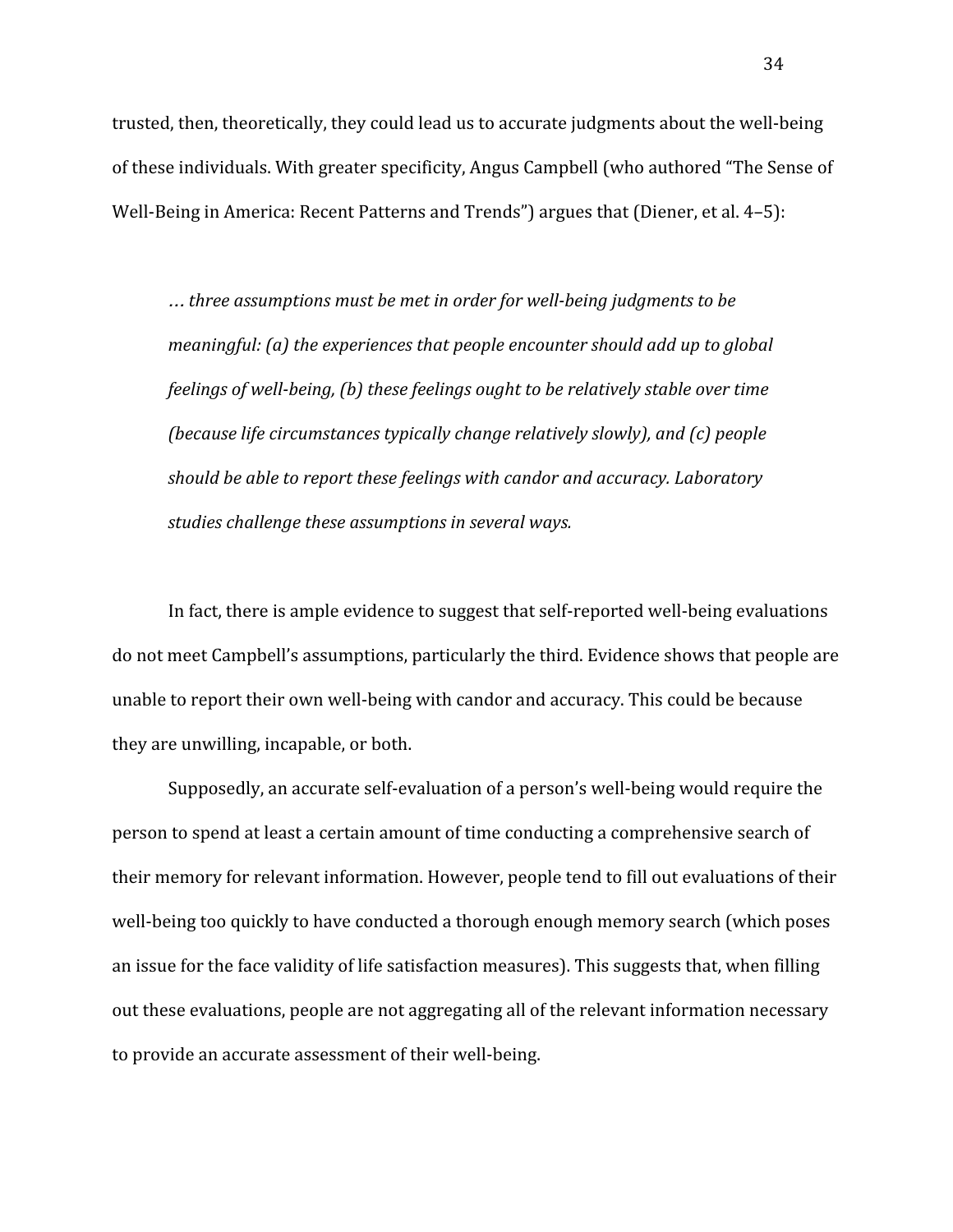trusted, then, theoretically, they could lead us to accurate judgments about the well-being of these individuals. With greater specificity, Angus Campbell (who authored "The Sense of Well-Being in America: Recent Patterns and Trends") argues that (Diener, et al. 4–5):

> *… three assumptions must be met in order for well-being judgments to be meaningful: (a) the experiences that people encounter should add up to global feelings of well-being, (b) these feelings ought to be relatively stable over time (because life circumstances typically change relatively slowly), and (c) people should be able to report these feelings with candor and accuracy. Laboratory studies challenge these assumptions in several ways.*

In fact, there is ample evidence to suggest that self-reported well-being evaluations do not meet Campbell's assumptions, particularly the third. Evidence shows that people are unable to report their own well-being with candor and accuracy. This could be because they are unwilling, incapable, or both.

Supposedly, an accurate self-evaluation of a person's well-being would require the person to spend at least a certain amount of time conducting a comprehensive search of their memory for relevant information. However, people tend to fill out evaluations of their well-being too quickly to have conducted a thorough enough memory search (which poses an issue for the face validity of life satisfaction measures). This suggests that, when filling out these evaluations, people are not aggregating all of the relevant information necessary to provide an accurate assessment of their well-being.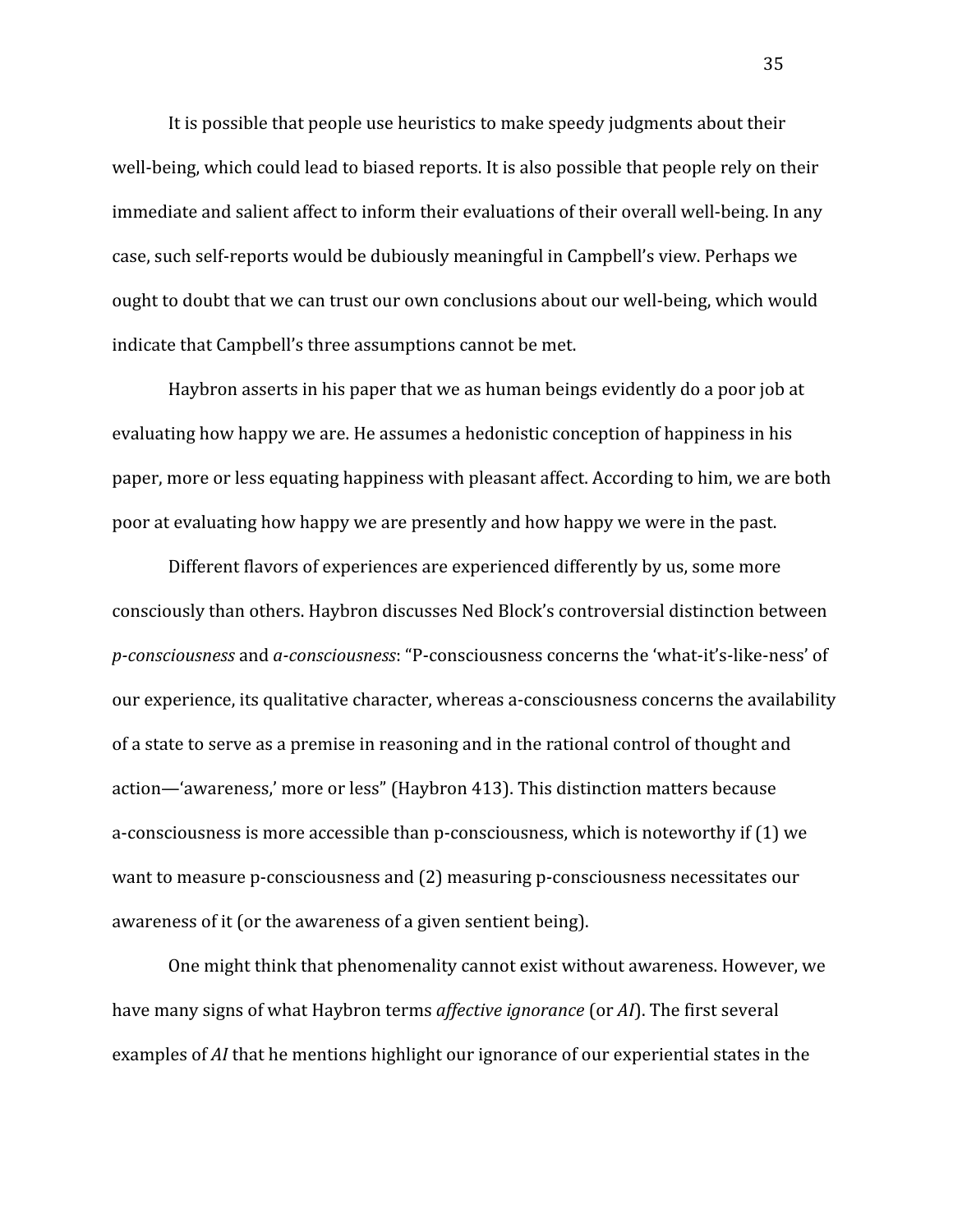It is possible that people use heuristics to make speedy judgments about their well-being, which could lead to biased reports. It is also possible that people rely on their immediate and salient affect to inform their evaluations of their overall well-being. In any case, such self-reports would be dubiously meaningful in Campbell's view. Perhaps we ought to doubt that we can trust our own conclusions about our well-being, which would indicate that Campbell's three assumptions cannot be met.

Haybron asserts in his paper that we as human beings evidently do a poor job at evaluating how happy we are. He assumes a hedonistic conception of happiness in his paper, more or less equating happiness with pleasant affect. According to him, we are both poor at evaluating how happy we are presently and how happy we were in the past.

Different flavors of experiences are experienced differently by us, some more consciously than others. Haybron discusses Ned Block's controversial distinction between *p-consciousness* and *a-consciousness*: "P-consciousness concerns the 'what-it's-like-ness' of our experience, its qualitative character, whereas a-consciousness concerns the availability of a state to serve as a premise in reasoning and in the rational control of thought and action—'awareness,' more or less" (Haybron 413). This distinction matters because a-consciousness is more accessible than p-consciousness, which is noteworthy if (1) we want to measure p-consciousness and (2) measuring p-consciousness necessitates our awareness of it (or the awareness of a given sentient being).

One might think that phenomenality cannot exist without awareness. However, we have many signs of what Haybron terms *affective ignorance* (or *AI*). The first several examples of *AI* that he mentions highlight our ignorance of our experiential states in the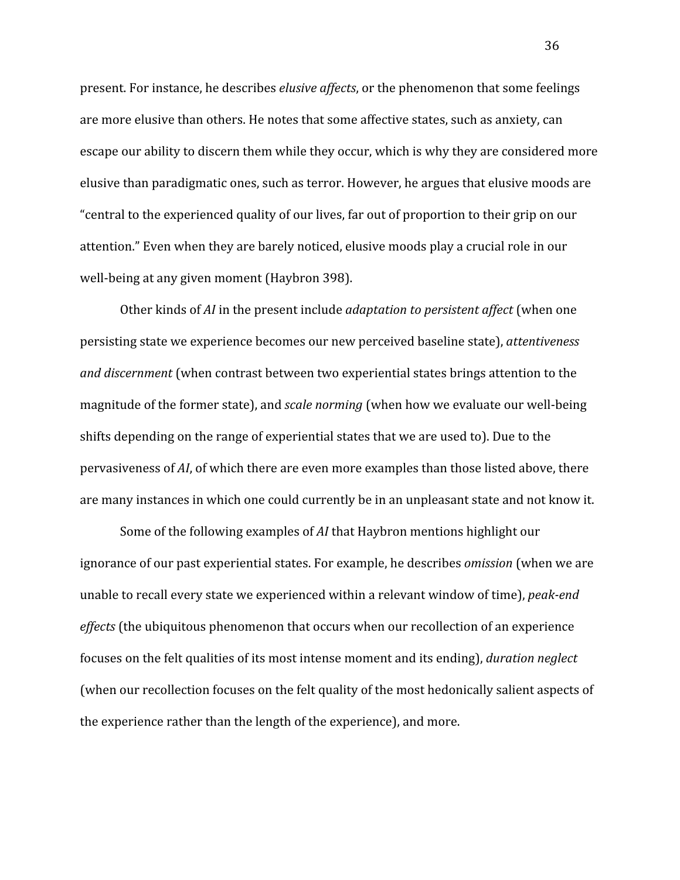present. For instance, he describes *elusive affects*, or the phenomenon that some feelings are more elusive than others. He notes that some affective states, such as anxiety, can escape our ability to discern them while they occur, which is why they are considered more elusive than paradigmatic ones, such as terror. However, he argues that elusive moods are "central to the experienced quality of our lives, far out of proportion to their grip on our attention." Even when they are barely noticed, elusive moods play a crucial role in our well-being at any given moment (Haybron 398).

Other kinds of *AI* in the present include *adaptation to persistent affect* (when one persisting state we experience becomes our new perceived baseline state), *attentiveness and discernment* (when contrast between two experiential states brings attention to the magnitude of the former state), and *scale norming* (when how we evaluate our well-being shifts depending on the range of experiential states that we are used to). Due to the pervasiveness of *AI*, of which there are even more examples than those listed above, there are many instances in which one could currently be in an unpleasant state and not know it.

Some of the following examples of *AI* that Haybron mentions highlight our ignorance of our past experiential states. For example, he describes *omission* (when we are unable to recall every state we experienced within a relevant window of time), *peak-end effects* (the ubiquitous phenomenon that occurs when our recollection of an experience focuses on the felt qualities of its most intense moment and its ending), *duration neglect* (when our recollection focuses on the felt quality of the most hedonically salient aspects of the experience rather than the length of the experience), and more.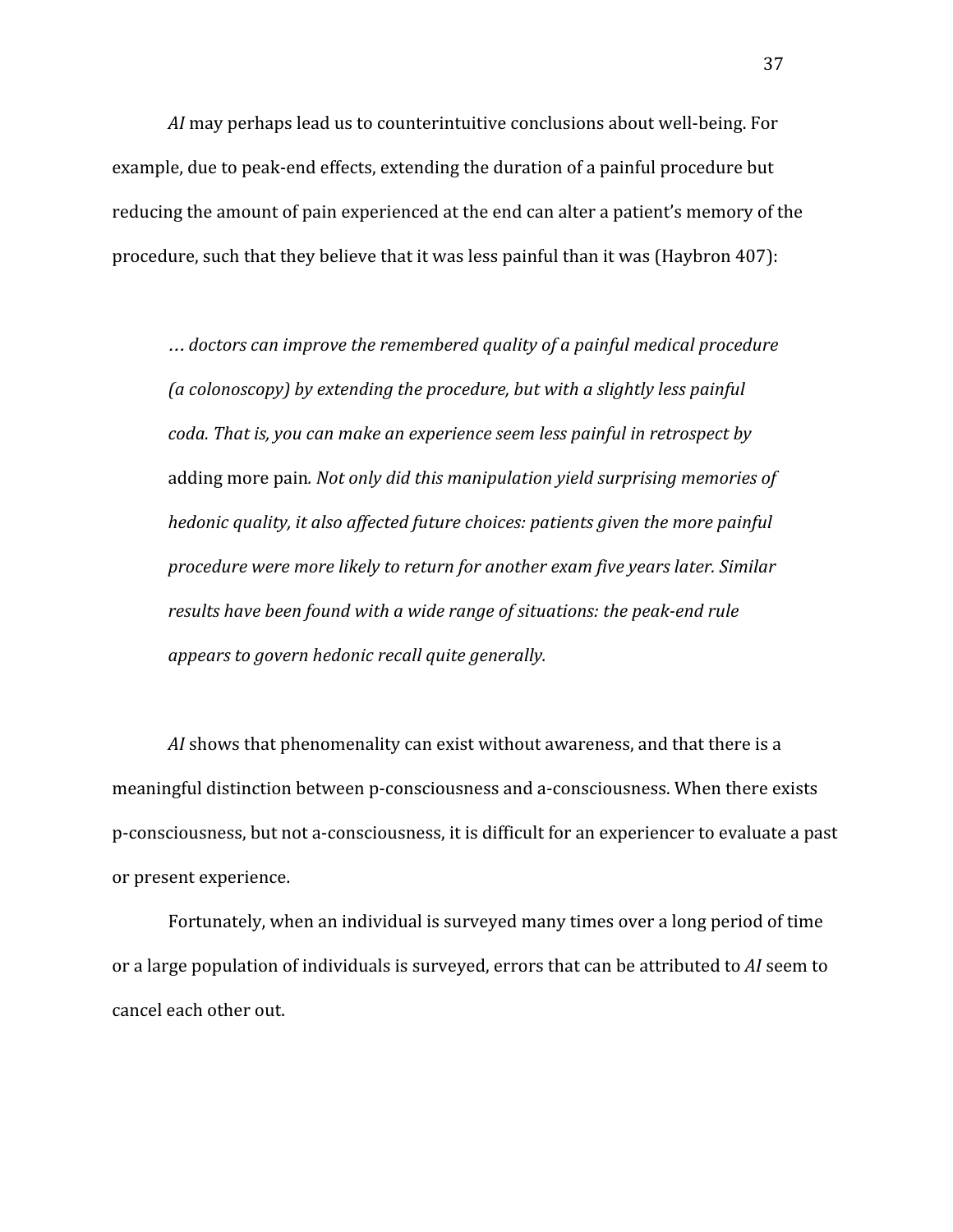*AI* may perhaps lead us to counterintuitive conclusions about well-being. For example, due to peak-end effects, extending the duration of a painful procedure but reducing the amount of pain experienced at the end can alter a patient's memory of the procedure, such that they believe that it was less painful than it was (Haybron 407):

> *… doctors can improve the remembered quality of a painful medical procedure (a colonoscopy) by extending the procedure, but with a slightly less painful coda. That is, you can make an experience seem less painful in retrospect by* adding more pain*. Not only did this manipulation yield surprising memories of hedonic quality, it also affected future choices: patients given the more painful procedure were more likely to return for another exam five years later. Similar results have been found with a wide range of situations: the peak-end rule appears to govern hedonic recall quite generally.*

*AI* shows that phenomenality can exist without awareness, and that there is a meaningful distinction between p-consciousness and a-consciousness. When there exists p-consciousness, but not a-consciousness, it is difficult for an experiencer to evaluate a past or present experience.

Fortunately, when an individual is surveyed many times over a long period of time or a large population of individuals is surveyed, errors that can be attributed to *AI* seem to cancel each other out.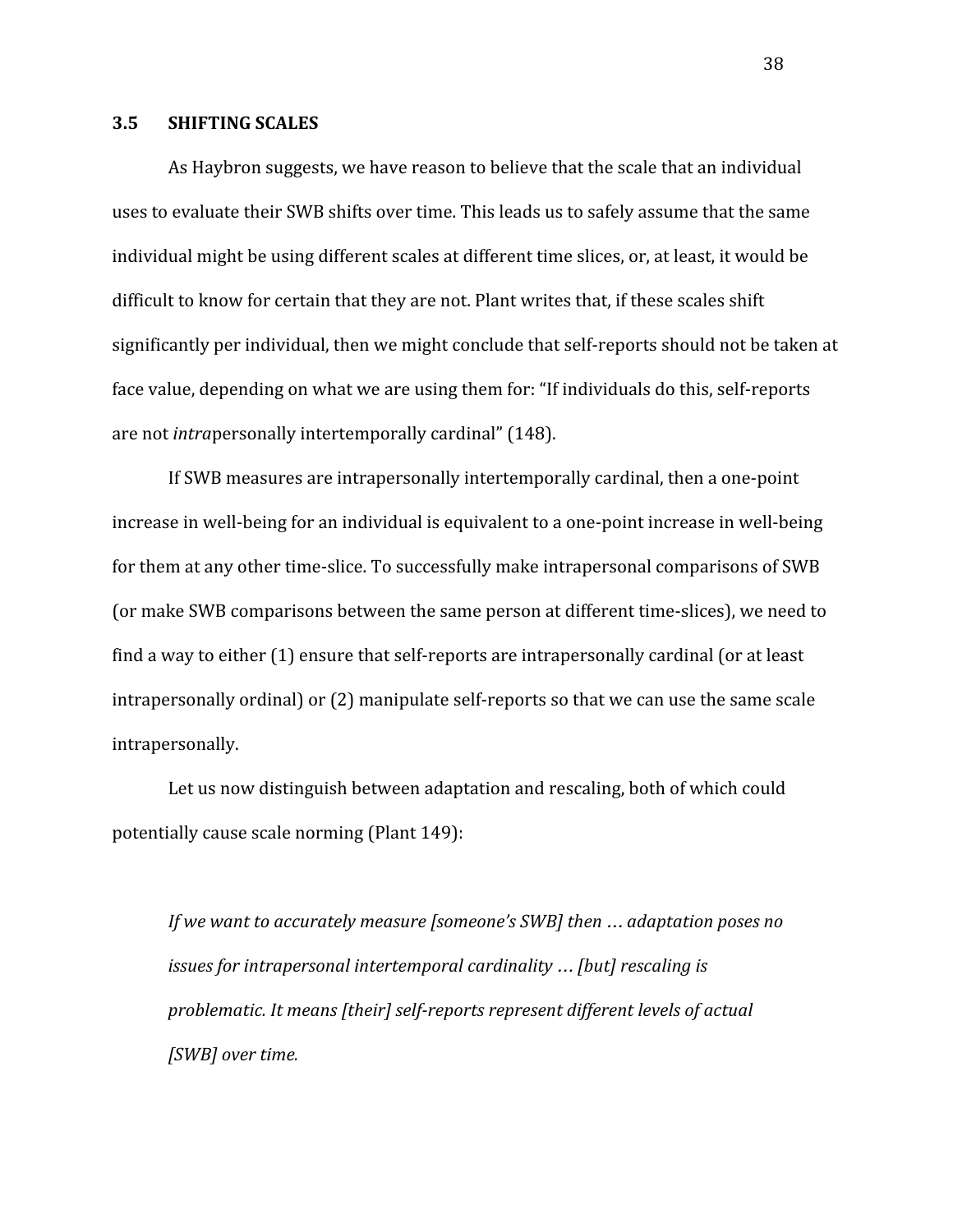### 3.5 SHIFTING SCALES

As Haybron suggests, we have reason to believe that the scale that an individual uses to evaluate their SWB shifts over time. This leads us to safely assume that the same individual might be using different scales at different time slices, or, at least, it would be difficult to know for certain that they are not. Plant writes that, if these scales shift significantly per individual, then we might conclude that self-reports should not be taken at face value, depending on what we are using them for: "If individuals do this, self-reports are not *intra*personally intertemporally cardinal" (148).

If SWB measures are intrapersonally intertemporally cardinal, then a one-point increase in well-being for an individual is equivalent to a one-point increase in well-being for them at any other time-slice. To successfully make intrapersonal comparisons of SWB (or make SWB comparisons between the same person at different time-slices), we need to find a way to either (1) ensure that self-reports are intrapersonally cardinal (or at least intrapersonally ordinal) or (2) manipulate self-reports so that we can use the same scale intrapersonally.

Let us now distinguish between adaptation and rescaling, both of which could potentially cause scale norming (Plant 149):

> *If we want to accurately measure [someone's SWB] then … adaptation poses no issues for intrapersonal intertemporal cardinality … [but] rescaling is problematic. It means [their] self-reports represent different levels of actual [SWB] over time.*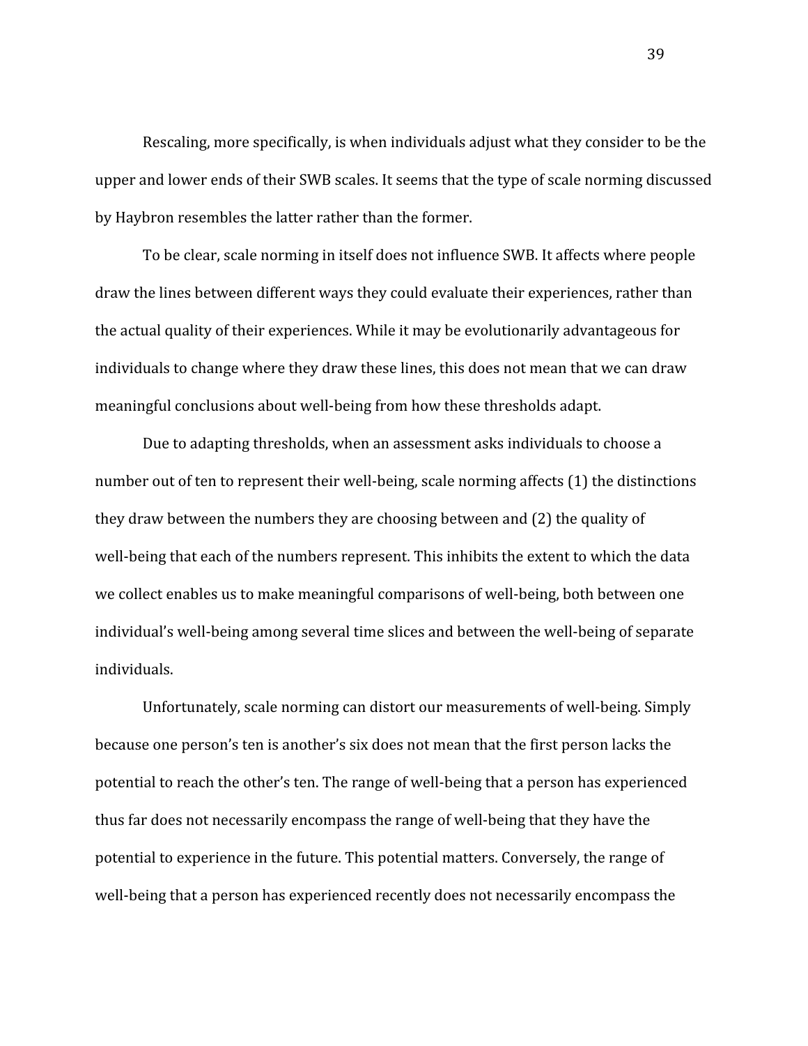Rescaling, more specifically, is when individuals adjust what they consider to be the upper and lower ends of their SWB scales. It seems that the type of scale norming discussed by Haybron resembles the latter rather than the former.

To be clear, scale norming in itself does not influence SWB. It affects where people draw the lines between different ways they could evaluate their experiences, rather than the actual quality of their experiences. While it may be evolutionarily advantageous for individuals to change where they draw these lines, this does not mean that we can draw meaningful conclusions about well-being from how these thresholds adapt.

Due to adapting thresholds, when an assessment asks individuals to choose a number out of ten to represent their well-being, scale norming affects (1) the distinctions they draw between the numbers they are choosing between and (2) the quality of well-being that each of the numbers represent. This inhibits the extent to which the data we collect enables us to make meaningful comparisons of well-being, both between one individual's well-being among several time slices and between the well-being of separate individuals.

Unfortunately, scale norming can distort our measurements of well-being. Simply because one person's ten is another's six does not mean that the first person lacks the potential to reach the other's ten. The range of well-being that a person has experienced thus far does not necessarily encompass the range of well-being that they have the potential to experience in the future. This potential matters. Conversely, the range of well-being that a person has experienced recently does not necessarily encompass the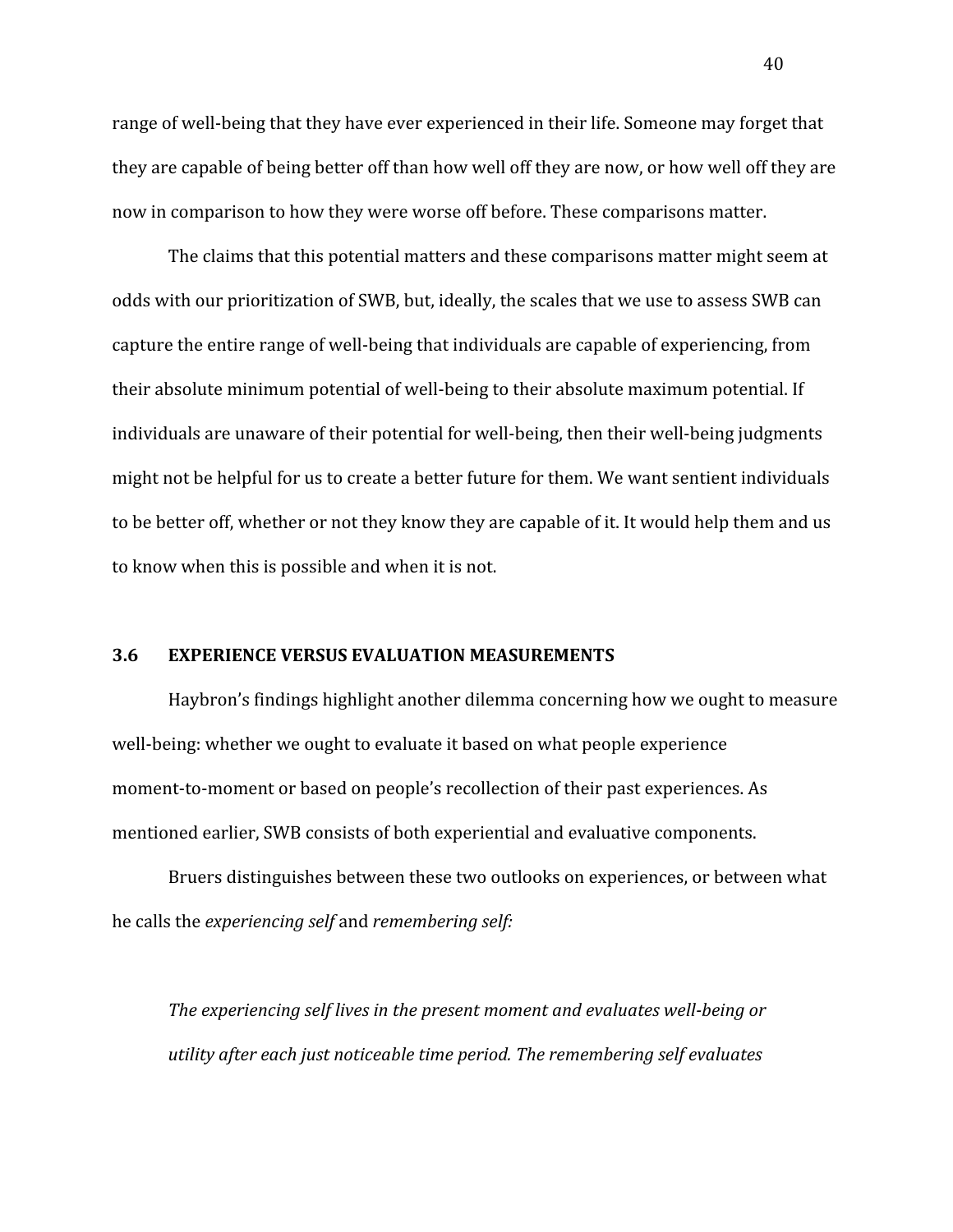range of well-being that they have ever experienced in their life. Someone may forget that they are capable of being better off than how well off they are now, or how well off they are now in comparison to how they were worse off before. These comparisons matter.

The claims that this potential matters and these comparisons matter might seem at odds with our prioritization of SWB, but, ideally, the scales that we use to assess SWB can capture the entire range of well-being that individuals are capable of experiencing, from their absolute minimum potential of well-being to their absolute maximum potential. If individuals are unaware of their potential for well-being, then their well-being judgments might not be helpful for us to create a better future for them. We want sentient individuals to be better off, whether or not they know they are capable of it. It would help them and us to know when this is possible and when it is not.

### 3.6 EXPERIENCE VERSUS EVALUATION MEASUREMENTS

Haybron's findings highlight another dilemma concerning how we ought to measure well-being: whether we ought to evaluate it based on what people experience moment-to-moment or based on people's recollection of their past experiences. As mentioned earlier, SWB consists of both experiential and evaluative components.

Bruers distinguishes between these two outlooks on experiences, or between what he calls the *experiencing self* and *remembering self:*

> *The experiencing self lives in the present moment and evaluates well-being or utility after each just noticeable time period. The remembering self evaluates*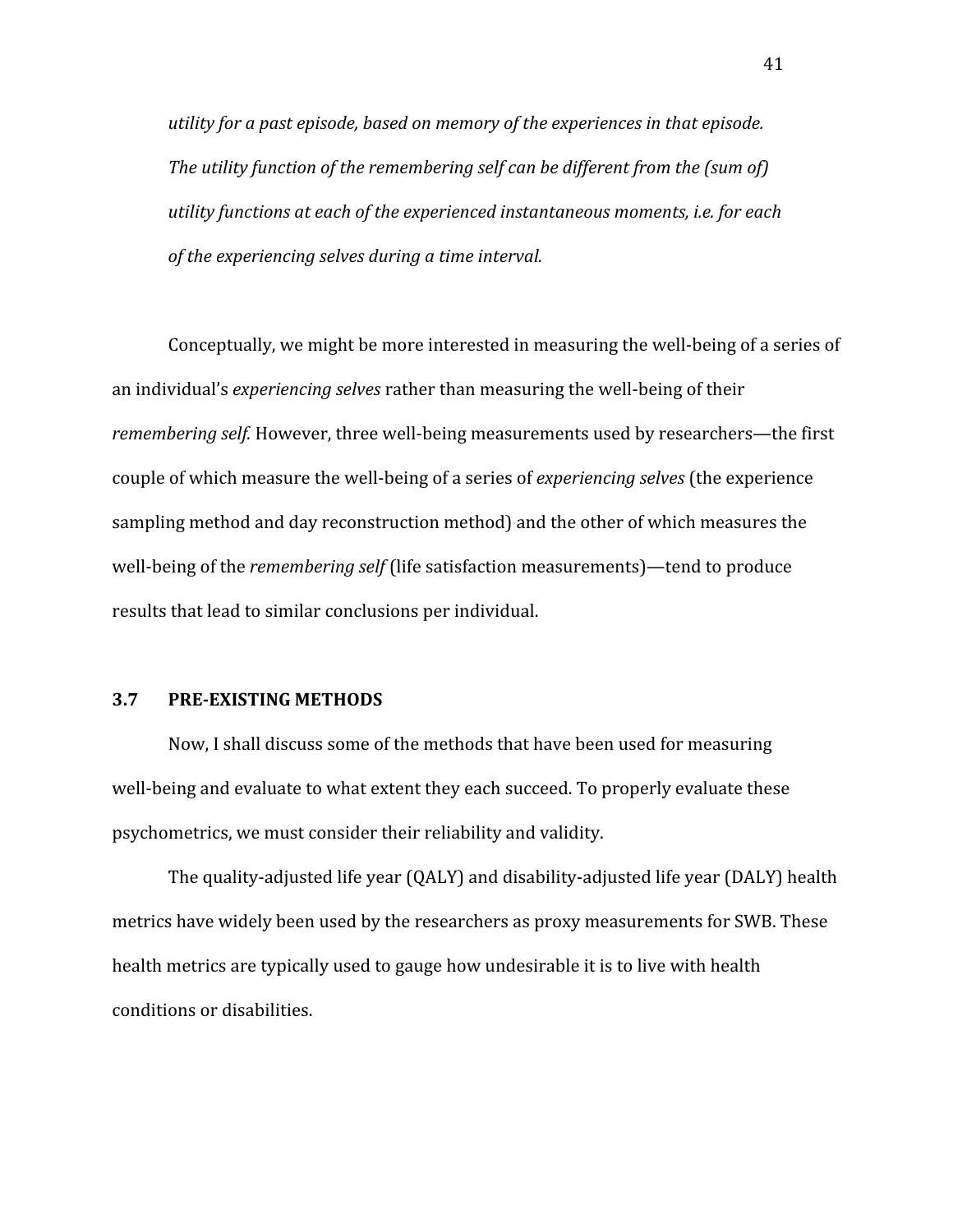*utility for a past episode, based on memory of the experiences in that episode. The utility function of the remembering self can be different from the (sum of) utility functions at each of the experienced instantaneous moments, i.e. for each of the experiencing selves during a time interval.*

Conceptually, we might be more interested in measuring the well-being of a series of an individual's *experiencing selves* rather than measuring the well-being of their *remembering self.* However, three well-being measurements used by researchers—the first couple of which measure the well-being of a series of *experiencing selves* (the experience sampling method and day reconstruction method) and the other of which measures the well-being of the *remembering self* (life satisfaction measurements)—tend to produce results that lead to similar conclusions per individual.

## 3.7 PRE-EXISTING METHODS

Now, I shall discuss some of the methods that have been used for measuring well-being and evaluate to what extent they each succeed. To properly evaluate these psychometrics, we must consider their reliability and validity.

The quality-adjusted life year (QALY) and disability-adjusted life year (DALY) health metrics have widely been used by the researchers as proxy measurements for SWB. These health metrics are typically used to gauge how undesirable it is to live with health conditions or disabilities.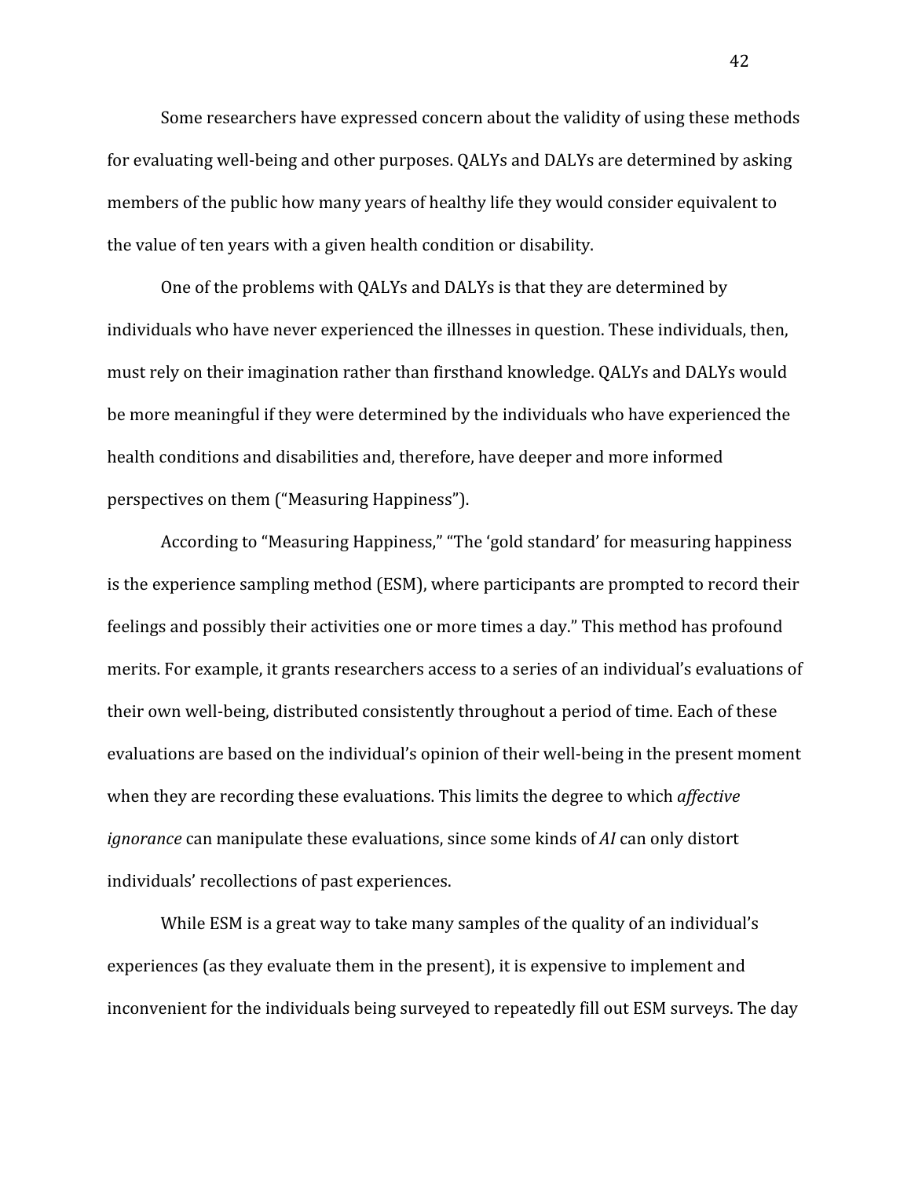Some researchers have expressed concern about the validity of using these methods for evaluating well-being and other purposes. QALYs and DALYs are determined by asking members of the public how many years of healthy life they would consider equivalent to the value of ten years with a given health condition or disability.

One of the problems with QALYs and DALYs is that they are determined by individuals who have never experienced the illnesses in question. These individuals, then, must rely on their imagination rather than firsthand knowledge. QALYs and DALYs would be more meaningful if they were determined by the individuals who have experienced the health conditions and disabilities and, therefore, have deeper and more informed perspectives on them ("Measuring Happiness").

According to "Measuring Happiness," "The 'gold standard' for measuring happiness is the experience sampling method (ESM), where participants are prompted to record their feelings and possibly their activities one or more times a day." This method has profound merits. For example, it grants researchers access to a series of an individual's evaluations of their own well-being, distributed consistently throughout a period of time. Each of these evaluations are based on the individual's opinion of their well-being in the present moment when they are recording these evaluations. This limits the degree to which *affective ignorance* can manipulate these evaluations, since some kinds of *AI* can only distort individuals' recollections of past experiences.

While ESM is a great way to take many samples of the quality of an individual's experiences (as they evaluate them in the present), it is expensive to implement and inconvenient for the individuals being surveyed to repeatedly fill out ESM surveys. The day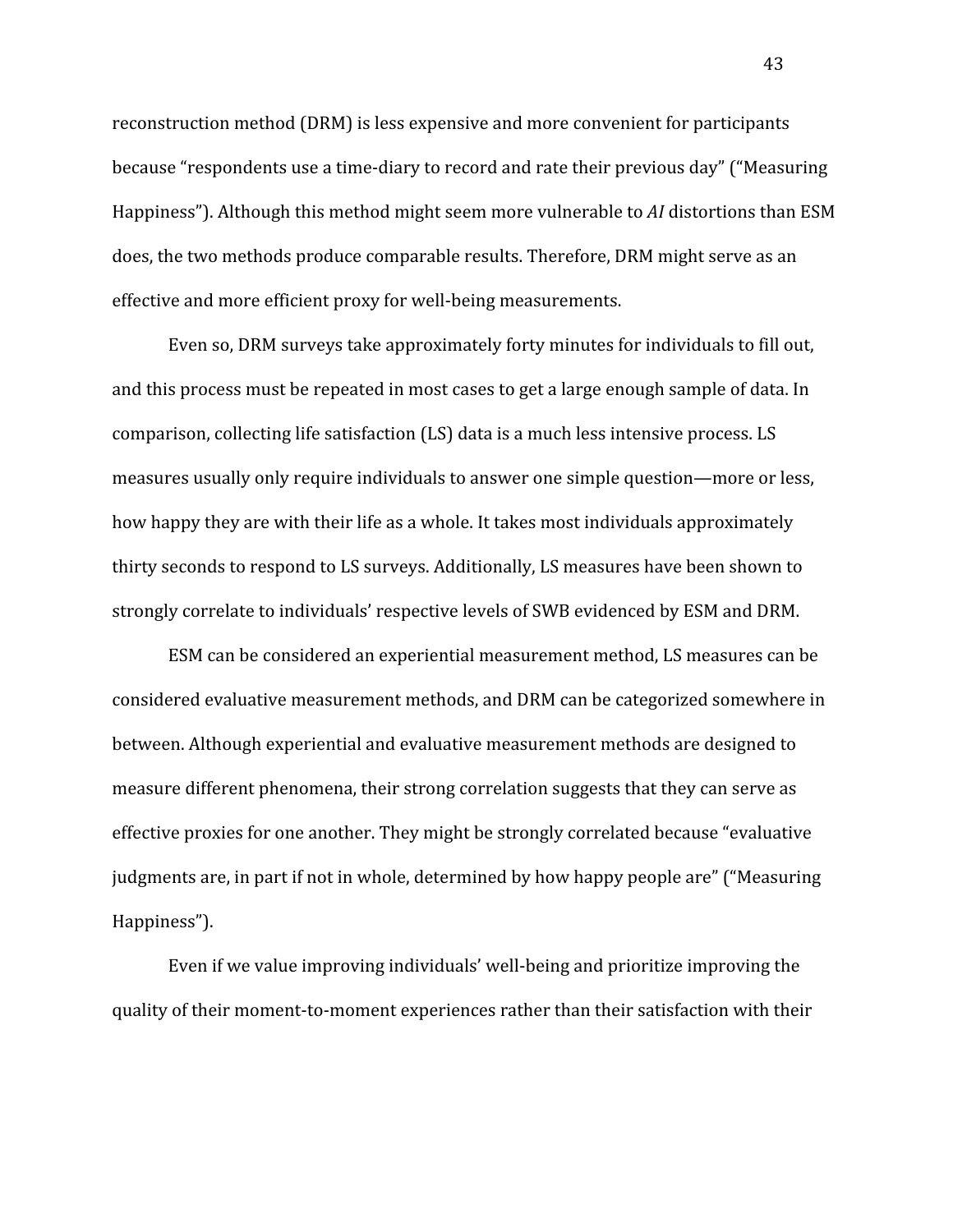reconstruction method (DRM) is less expensive and more convenient for participants because "respondents use a time-diary to record and rate their previous day" ("Measuring Happiness"). Although this method might seem more vulnerable to *AI* distortions than ESM does, the two methods produce comparable results. Therefore, DRM might serve as an effective and more efficient proxy for well-being measurements.

Even so, DRM surveys take approximately forty minutes for individuals to fill out, and this process must be repeated in most cases to get a large enough sample of data. In comparison, collecting life satisfaction (LS) data is a much less intensive process. LS measures usually only require individuals to answer one simple question—more or less, how happy they are with their life as a whole. It takes most individuals approximately thirty seconds to respond to LS surveys. Additionally, LS measures have been shown to strongly correlate to individuals' respective levels of SWB evidenced by ESM and DRM.

ESM can be considered an experiential measurement method, LS measures can be considered evaluative measurement methods, and DRM can be categorized somewhere in between. Although experiential and evaluative measurement methods are designed to measure different phenomena, their strong correlation suggests that they can serve as effective proxies for one another. They might be strongly correlated because "evaluative judgments are, in part if not in whole, determined by how happy people are" ("Measuring Happiness").

Even if we value improving individuals' well-being and prioritize improving the quality of their moment-to-moment experiences rather than their satisfaction with their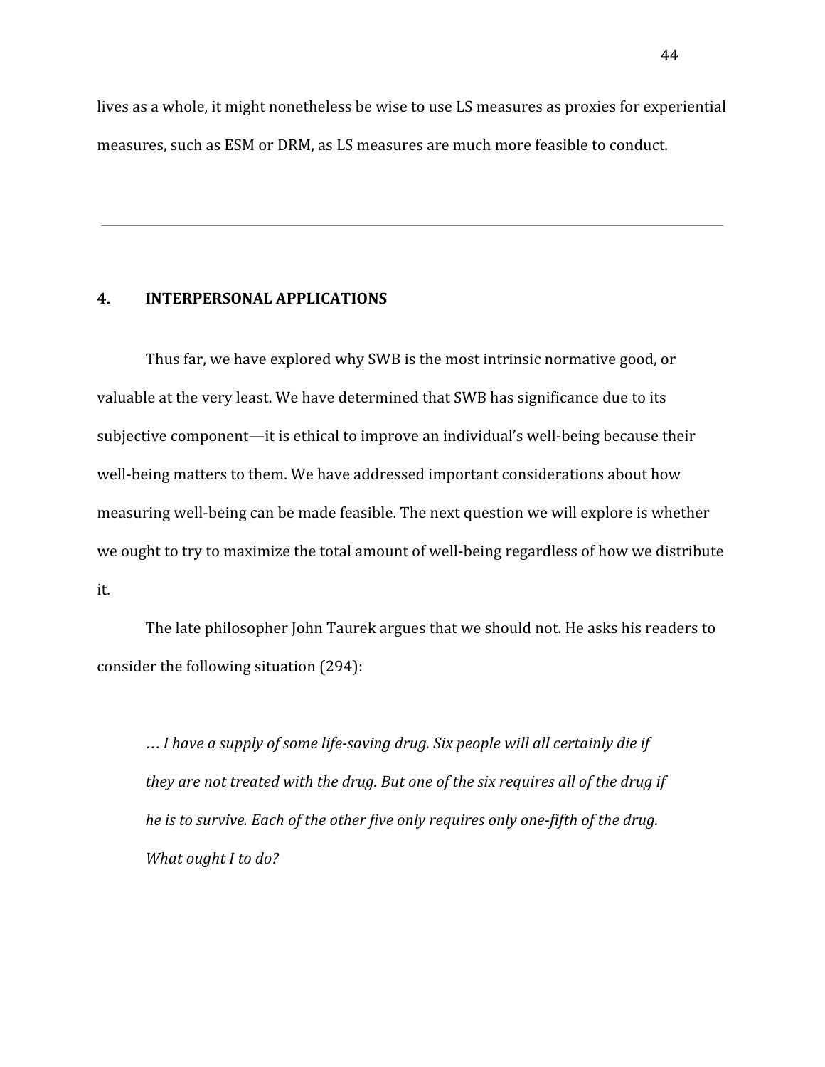lives as a whole, it might nonetheless be wise to use LS measures as proxies for experiential measures, such as ESM or DRM, as LS measures are much more feasible to conduct.

---

## 4. INTERPERSONAL APPLICATIONS

Thus far, we have explored why SWB is the most intrinsic normative good, or valuable at the very least. We have determined that SWB has significance due to its subjective component—it is ethical to improve an individual's well-being because their well-being matters to them. We have addressed important considerations about how measuring well-being can be made feasible. The next question we will explore is whether we ought to try to maximize the total amount of well-being regardless of how we distribute it.

The late philosopher John Taurek argues that we should not. He asks his readers to consider the following situation (294):

> *… I have a supply of some life-saving drug. Six people will all certainly die if they are not treated with the drug. But one of the six requires all of the drug if he is to survive. Each of the other five only requires only one-fifth of the drug. What ought I to do?*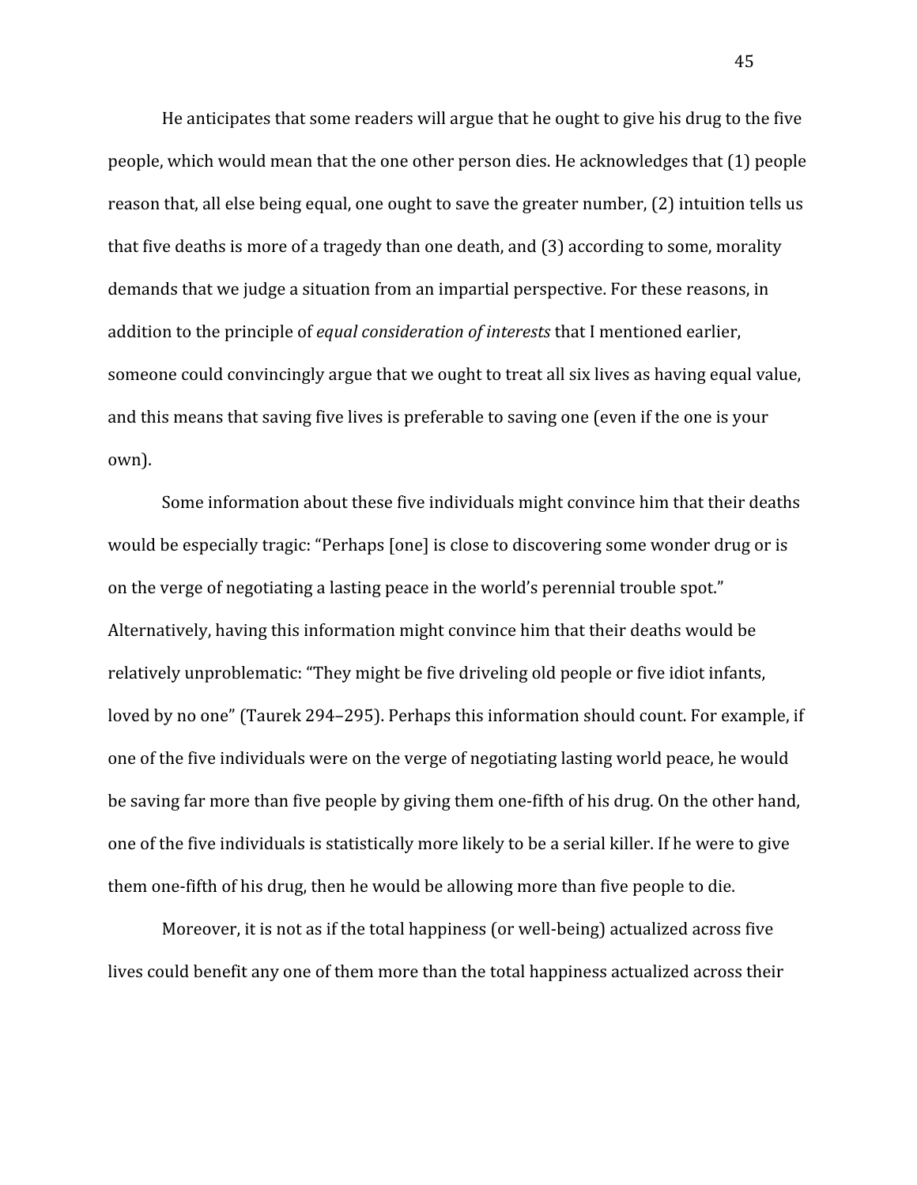He anticipates that some readers will argue that he ought to give his drug to the five people, which would mean that the one other person dies. He acknowledges that (1) people reason that, all else being equal, one ought to save the greater number, (2) intuition tells us that five deaths is more of a tragedy than one death, and (3) according to some, morality demands that we judge a situation from an impartial perspective. For these reasons, in addition to the principle of *equal consideration of interests* that I mentioned earlier, someone could convincingly argue that we ought to treat all six lives as having equal value, and this means that saving five lives is preferable to saving one (even if the one is your own).

Some information about these five individuals might convince him that their deaths would be especially tragic: "Perhaps [one] is close to discovering some wonder drug or is on the verge of negotiating a lasting peace in the world's perennial trouble spot." Alternatively, having this information might convince him that their deaths would be relatively unproblematic: "They might be five driveling old people or five idiot infants, loved by no one" (Taurek 294–295). Perhaps this information should count. For example, if one of the five individuals were on the verge of negotiating lasting world peace, he would be saving far more than five people by giving them one-fifth of his drug. On the other hand, one of the five individuals is statistically more likely to be a serial killer. If he were to give them one-fifth of his drug, then he would be allowing more than five people to die.

Moreover, it is not as if the total happiness (or well-being) actualized across five lives could benefit any one of them more than the total happiness actualized across their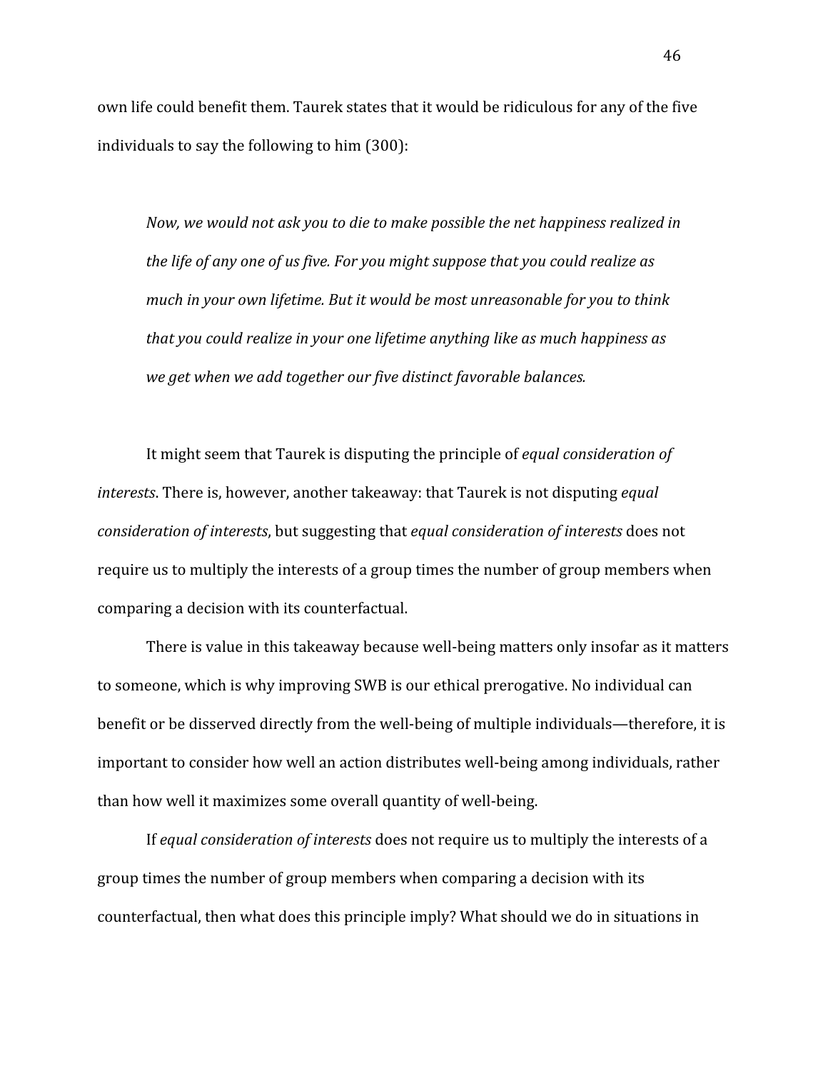own life could benefit them. Taurek states that it would be ridiculous for any of the five individuals to say the following to him (300):

> *Now, we would not ask you to die to make possible the net happiness realized in the life of any one of us five. For you might suppose that you could realize as much in your own lifetime. But it would be most unreasonable for you to think that you could realize in your one lifetime anything like as much happiness as we get when we add together our five distinct favorable balances.*

It might seem that Taurek is disputing the principle of *equal consideration of interests*. There is, however, another takeaway: that Taurek is not disputing *equal consideration of interests*, but suggesting that *equal consideration of interests* does not require us to multiply the interests of a group times the number of group members when comparing a decision with its counterfactual.

There is value in this takeaway because well-being matters only insofar as it matters to someone, which is why improving SWB is our ethical prerogative. No individual can benefit or be disserved directly from the well-being of multiple individuals—therefore, it is important to consider how well an action distributes well-being among individuals, rather than how well it maximizes some overall quantity of well-being.

If *equal consideration of interests* does not require us to multiply the interests of a group times the number of group members when comparing a decision with its counterfactual, then what does this principle imply? What should we do in situations in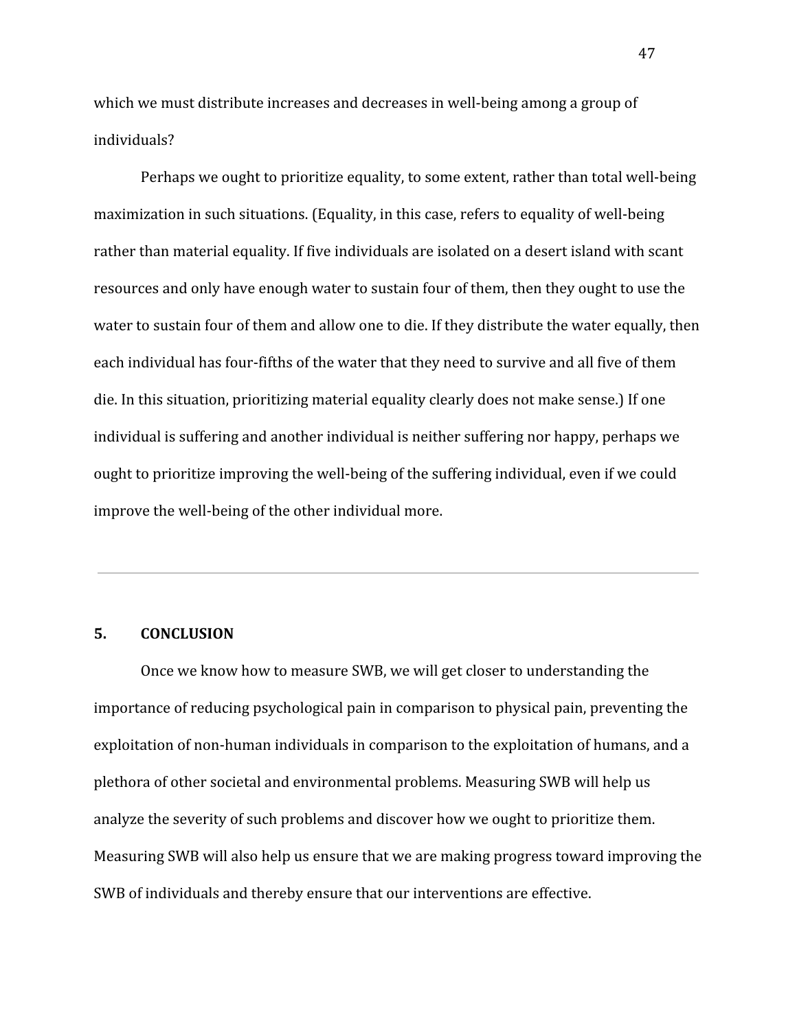which we must distribute increases and decreases in well-being among a group of individuals?

Perhaps we ought to prioritize equality, to some extent, rather than total well-being maximization in such situations. (Equality, in this case, refers to equality of well-being rather than material equality. If five individuals are isolated on a desert island with scant resources and only have enough water to sustain four of them, then they ought to use the water to sustain four of them and allow one to die. If they distribute the water equally, then each individual has four-fifths of the water that they need to survive and all five of them die. In this situation, prioritizing material equality clearly does not make sense.) If one individual is suffering and another individual is neither suffering nor happy, perhaps we ought to prioritize improving the well-being of the suffering individual, even if we could improve the well-being of the other individual more.

---

## 5. CONCLUSION

Once we know how to measure SWB, we will get closer to understanding the importance of reducing psychological pain in comparison to physical pain, preventing the exploitation of non-human individuals in comparison to the exploitation of humans, and a plethora of other societal and environmental problems. Measuring SWB will help us analyze the severity of such problems and discover how we ought to prioritize them. Measuring SWB will also help us ensure that we are making progress toward improving the SWB of individuals and thereby ensure that our interventions are effective.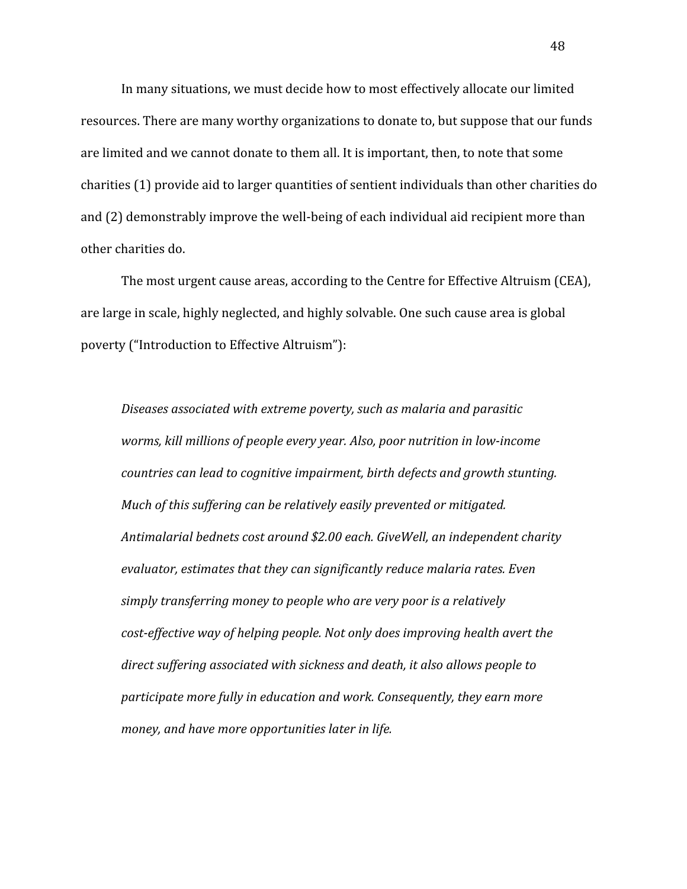In many situations, we must decide how to most effectively allocate our limited resources. There are many worthy organizations to donate to, but suppose that our funds are limited and we cannot donate to them all. It is important, then, to note that some charities (1) provide aid to larger quantities of sentient individuals than other charities do and (2) demonstrably improve the well-being of each individual aid recipient more than other charities do.

The most urgent cause areas, according to the Centre for Effective Altruism (CEA), are large in scale, highly neglected, and highly solvable. One such cause area is global poverty ("Introduction to Effective Altruism"):

> *Diseases associated with extreme poverty, such as malaria and parasitic worms, kill millions of people every year. Also, poor nutrition in low-income countries can lead to cognitive impairment, birth defects and growth stunting. Much of this suffering can be relatively easily prevented or mitigated. Antimalarial bednets cost around $2.00 each. GiveWell, an independent charity evaluator, estimates that they can significantly reduce malaria rates. Even simply transferring money to people who are very poor is a relatively cost-effective way of helping people. Not only does improving health avert the direct suffering associated with sickness and death, it also allows people to participate more fully in education and work. Consequently, they earn more money, and have more opportunities later in life.*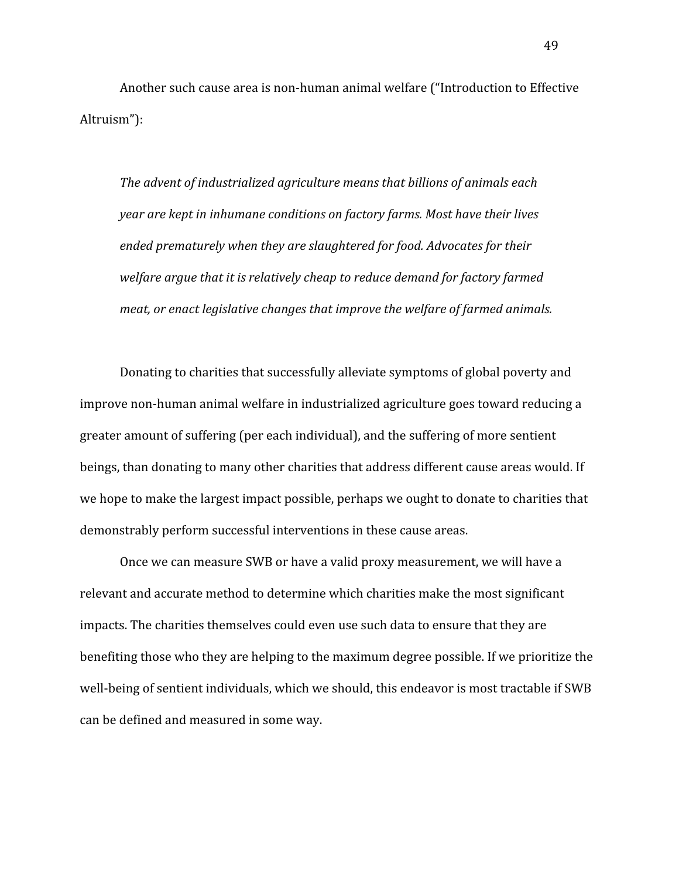Another such cause area is non-human animal welfare ("Introduction to Effective Altruism"):

> *The advent of industrialized agriculture means that billions of animals each year are kept in inhumane conditions on factory farms. Most have their lives ended prematurely when they are slaughtered for food. Advocates for their welfare argue that it is relatively cheap to reduce demand for factory farmed meat, or enact legislative changes that improve the welfare of farmed animals.*

Donating to charities that successfully alleviate symptoms of global poverty and improve non-human animal welfare in industrialized agriculture goes toward reducing a greater amount of suffering (per each individual), and the suffering of more sentient beings, than donating to many other charities that address different cause areas would. If we hope to make the largest impact possible, perhaps we ought to donate to charities that demonstrably perform successful interventions in these cause areas.

Once we can measure SWB or have a valid proxy measurement, we will have a relevant and accurate method to determine which charities make the most significant impacts. The charities themselves could even use such data to ensure that they are benefiting those who they are helping to the maximum degree possible. If we prioritize the well-being of sentient individuals, which we should, this endeavor is most tractable if SWB can be defined and measured in some way.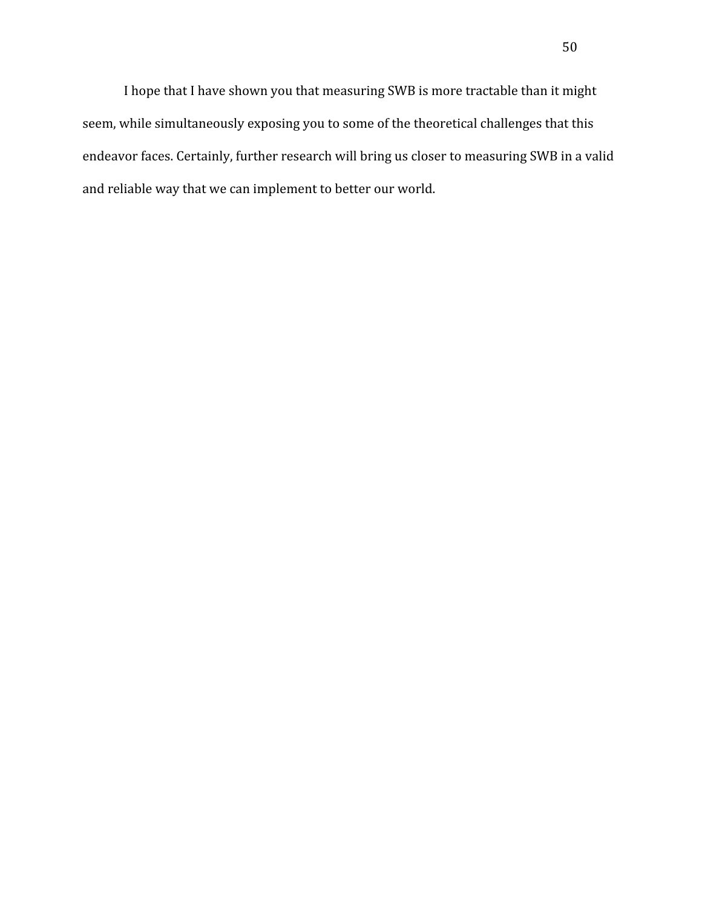I hope that I have shown you that measuring SWB is more tractable than it might seem, while simultaneously exposing you to some of the theoretical challenges that this endeavor faces. Certainly, further research will bring us closer to measuring SWB in a valid and reliable way that we can implement to better our world.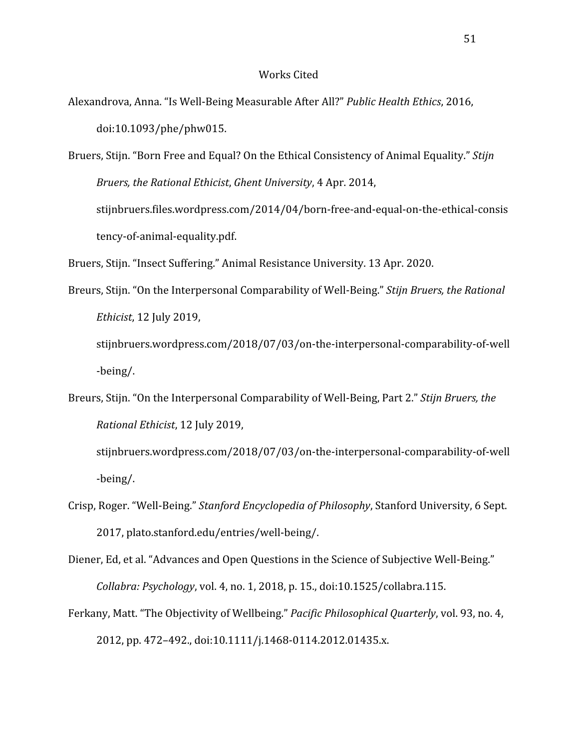# Works Cited

Alexandrova, Anna. “Is Well-Being Measurable After All?” *Public Health Ethics*, 2016, doi:10.1093/phe/phw015.

Bruers, Stijn. “Born Free and Equal? On the Ethical Consistency of Animal Equality.” *Stijn Bruers, the Rational Ethicist*, *Ghent University*, 4 Apr. 2014, stijnbruers.files.wordpress.com/2014/04/born-free-and-equal-on-the-ethical-consistency-of-animal-equality.pdf.

Bruers, Stijn. “Insect Suffering.” Animal Resistance University. 13 Apr. 2020.

Breurs, Stijn. “On the Interpersonal Comparability of Well-Being.” *Stijn Bruers, the Rational Ethicist*, 12 July 2019, stijnbruers.wordpress.com/2018/07/03/on-the-interpersonal-comparability-of-well-being/.

Breurs, Stijn. “On the Interpersonal Comparability of Well-Being, Part 2.” *Stijn Bruers, the Rational Ethicist*, 12 July 2019, stijnbruers.wordpress.com/2018/07/03/on-the-interpersonal-comparability-of-well-being/.

Crisp, Roger. “Well-Being.” *Stanford Encyclopedia of Philosophy*, Stanford University, 6 Sept. 2017, plato.stanford.edu/entries/well-being/.

Diener, Ed, et al. “Advances and Open Questions in the Science of Subjective Well-Being.” *Collabra: Psychology*, vol. 4, no. 1, 2018, p. 15., doi:10.1525/collabra.115.

Ferkany, Matt. “The Objectivity of Wellbeing.” *Pacific Philosophical Quarterly*, vol. 93, no. 4, 2012, pp. 472–492., doi:10.1111/j.1468-0114.2012.01435.x.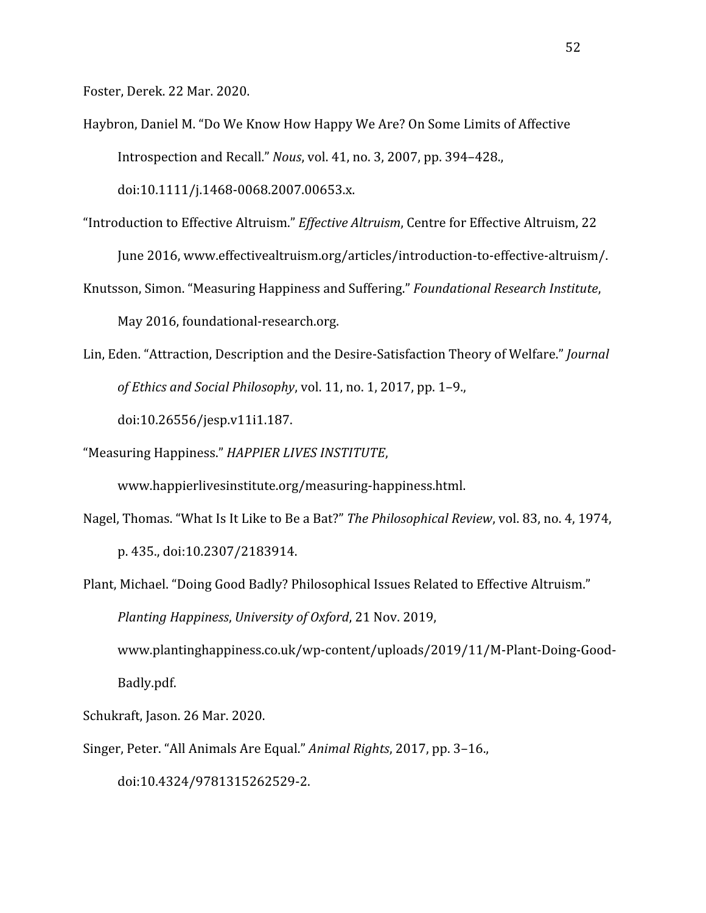Foster, Derek. 22 Mar. 2020.

Haybron, Daniel M. “Do We Know How Happy We Are? On Some Limits of Affective Introspection and Recall.” *Nous*, vol. 41, no. 3, 2007, pp. 394–428., doi:10.1111/j.1468-0068.2007.00653.x.

“Introduction to Effective Altruism.” *Effective Altruism*, Centre for Effective Altruism, 22 June 2016, www.effectivealtruism.org/articles/introduction-to-effective-altruism/.

Knutsson, Simon. “Measuring Happiness and Suffering.” *Foundational Research Institute*, May 2016, foundational-research.org.

Lin, Eden. “Attraction, Description and the Desire-Satisfaction Theory of Welfare.” *Journal of Ethics and Social Philosophy*, vol. 11, no. 1, 2017, pp. 1–9., doi:10.26556/jesp.v11i1.187.

“Measuring Happiness.” *HAPPIER LIVES INSTITUTE*, www.happierlivesinstitute.org/measuring-happiness.html.

Nagel, Thomas. “What Is It Like to Be a Bat?” *The Philosophical Review*, vol. 83, no. 4, 1974, p. 435., doi:10.2307/2183914.

Plant, Michael. “Doing Good Badly? Philosophical Issues Related to Effective Altruism.” *Planting Happiness*, *University of Oxford*, 21 Nov. 2019, www.plantinghappiness.co.uk/wp-content/uploads/2019/11/M-Plant-Doing-Good-Badly.pdf.

Schukraft, Jason. 26 Mar. 2020.

Singer, Peter. “All Animals Are Equal.” *Animal Rights*, 2017, pp. 3–16., doi:10.4324/9781315262529-2.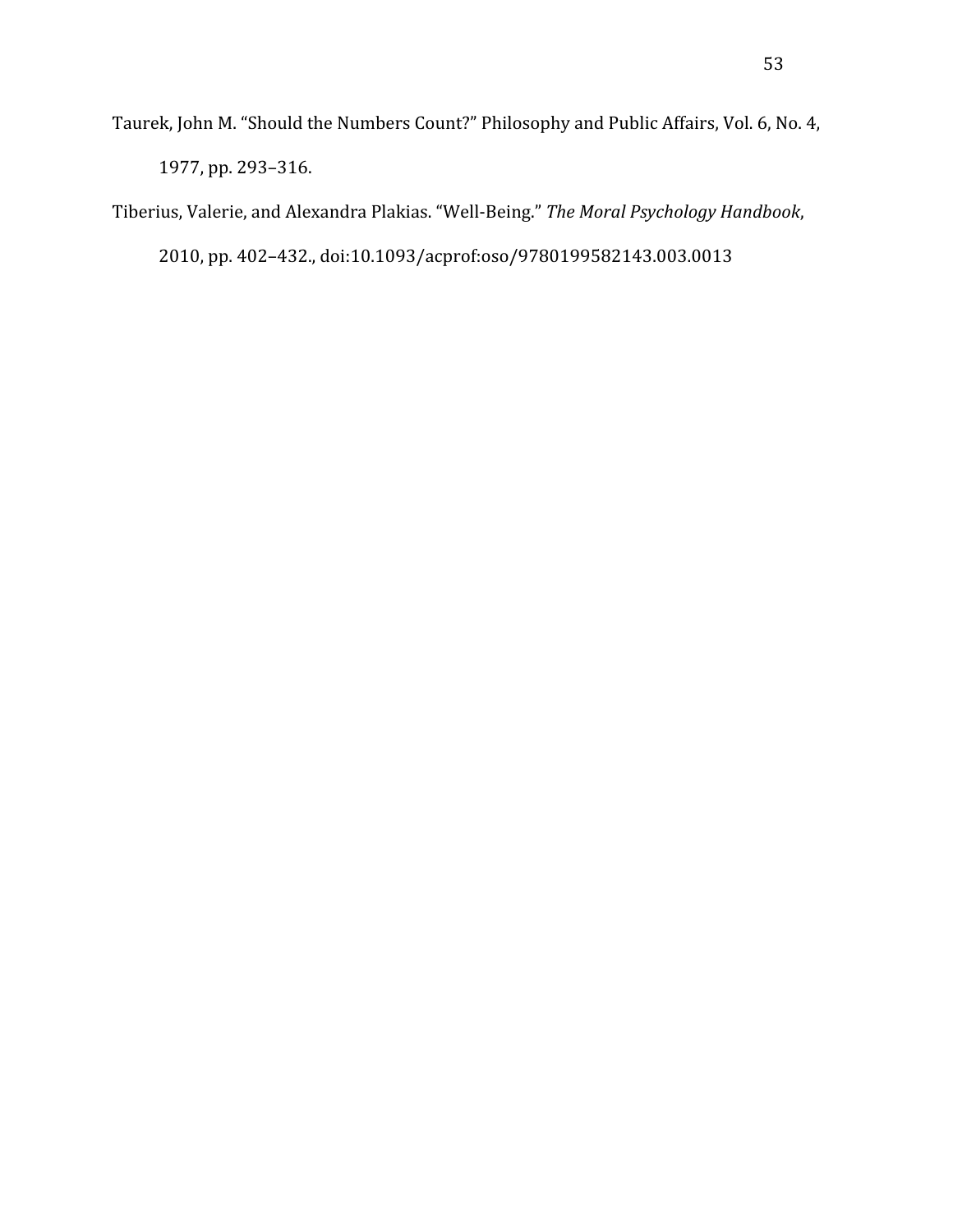Taurek, John M. "Should the Numbers Count?" Philosophy and Public Affairs, Vol. 6, No. 4, 1977, pp. 293–316.

Tiberius, Valerie, and Alexandra Plakias. "Well-Being." *The Moral Psychology Handbook*, 2010, pp. 402–432., doi:10.1093/acprof:oso/9780199582143.003.0013